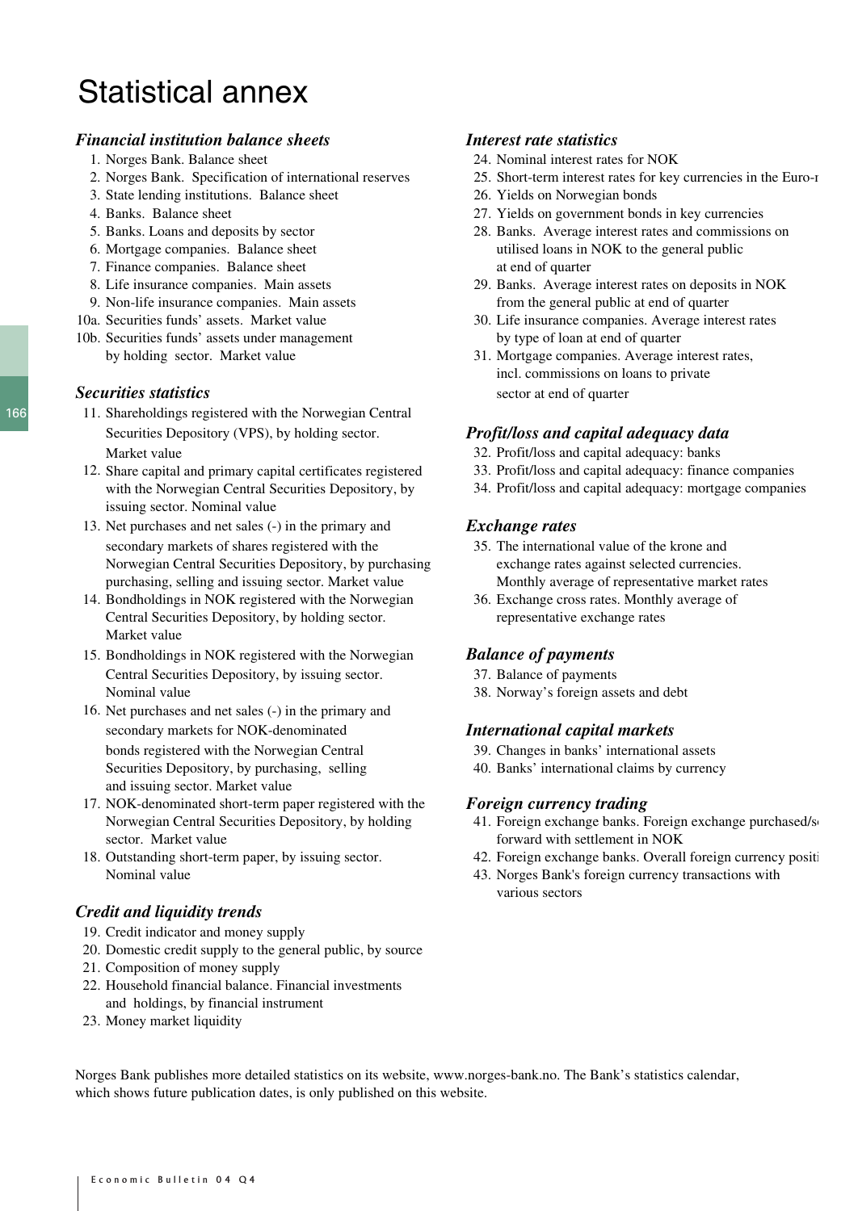# Statistical annex

### *Financial institution balance sheets*

1. Norges Bank. Balance sheet
2. Norges Bank. Specification of international reserves
3. State lending institutions. Balance sheet
4. Banks. Balance sheet
5. Banks. Loans and deposits by sector
6. Mortgage companies. Balance sheet
7. Finance companies. Balance sheet
8. Life insurance companies. Main assets
9. Non-life insurance companies. Main assets

10a. Securities funds' assets. Market value
10b. Securities funds' assets under management by holding sector. Market value

### *Securities statistics*

11. Shareholdings registered with the Norwegian Central Securities Depository (VPS), by holding sector. Market value
12. Share capital and primary capital certificates registered with the Norwegian Central Securities Depository, by issuing sector. Nominal value
13. Net purchases and net sales (-) in the primary and secondary markets of shares registered with the Norwegian Central Securities Depository, by purchasing purchasing, selling and issuing sector. Market value
14. Bondholdings in NOK registered with the Norwegian Central Securities Depository, by holding sector. Market value
15. Bondholdings in NOK registered with the Norwegian Central Securities Depository, by issuing sector. Nominal value
16. Net purchases and net sales (-) in the primary and secondary markets for NOK-denominated bonds registered with the Norwegian Central Securities Depository, by purchasing, selling and issuing sector. Market value
17. NOK-denominated short-term paper registered with the Norwegian Central Securities Depository, by holding sector. Market value
18. Outstanding short-term paper, by issuing sector. Nominal value

### *Credit and liquidity trends*

19. Credit indicator and money supply
20. Domestic credit supply to the general public, by source
21. Composition of money supply
22. Household financial balance. Financial investments and holdings, by financial instrument
23. Money market liquidity

### *Interest rate statistics*

24. Nominal interest rates for NOK
25. Short-term interest rates for key currencies in the Euro-r
26. Yields on Norwegian bonds
27. Yields on government bonds in key currencies
28. Banks. Average interest rates and commissions on utilised loans in NOK to the general public at end of quarter
29. Banks. Average interest rates on deposits in NOK from the general public at end of quarter
30. Life insurance companies. Average interest rates by type of loan at end of quarter
31. Mortgage companies. Average interest rates, incl. commissions on loans to private sector at end of quarter

### *Profit/loss and capital adequacy data*

32. Profit/loss and capital adequacy: banks
33. Profit/loss and capital adequacy: finance companies
34. Profit/loss and capital adequacy: mortgage companies

### *Exchange rates*

35. The international value of the krone and exchange rates against selected currencies. Monthly average of representative market rates
36. Exchange cross rates. Monthly average of representative exchange rates

### *Balance of payments*

37. Balance of payments
38. Norway's foreign assets and debt

### *International capital markets*

39. Changes in banks' international assets
40. Banks' international claims by currency

### *Foreign currency trading*

41. Foreign exchange banks. Foreign exchange purchased/s forward with settlement in NOK
42. Foreign exchange banks. Overall foreign currency positi
43. Norges Bank's foreign currency transactions with various sectors

Norges Bank publishes more detailed statistics on its website, www.norges-bank.no. The Bank's statistics calendar, which shows future publication dates, is only published on this website.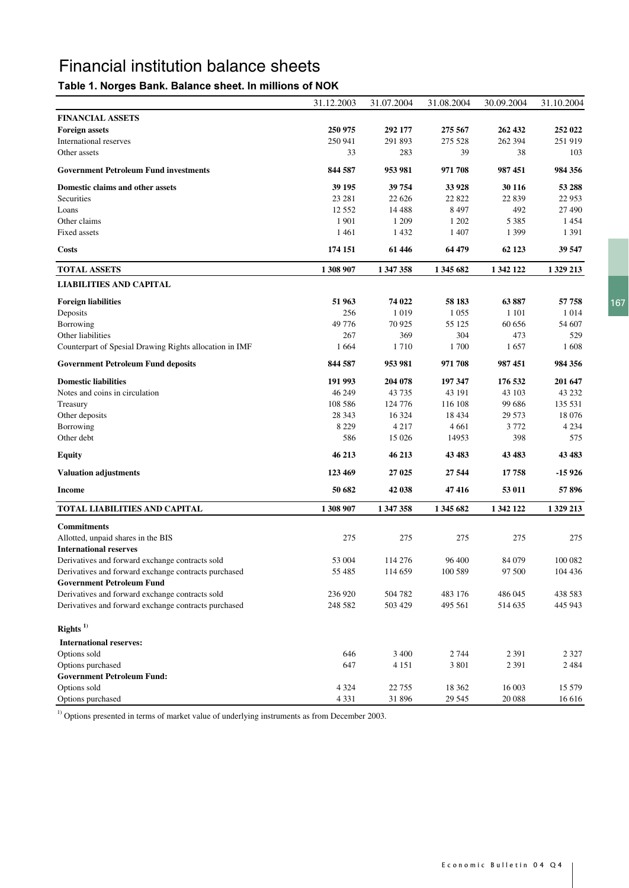# Financial institution balance sheets

### Table 1. Norges Bank. Balance sheet. In millions of NOK

| | 31.12.2003 | 31.07.2004 | 31.08.2004 | 30.09.2004 | 31.10.2004 |
|---|---|---|---|---|---|
| **FINANCIAL ASSETS** | | | | | |
| **Foreign assets** | **250 975** | **292 177** | **275 567** | **262 432** | **252 022** |
| International reserves | 250 941 | 291 893 | 275 528 | 262 394 | 251 919 |
| Other assets | 33 | 283 | 39 | 38 | 103 |
| **Government Petroleum Fund investments** | **844 587** | **953 981** | **971 708** | **987 451** | **984 356** |
| **Domestic claims and other assets** | **39 195** | **39 754** | **33 928** | **30 116** | **53 288** |
| Securities | 23 281 | 22 626 | 22 822 | 22 839 | 22 953 |
| Loans | 12 552 | 14 488 | 8 497 | 492 | 27 490 |
| Other claims | 1 901 | 1 209 | 1 202 | 5 385 | 1 454 |
| Fixed assets | 1 461 | 1 432 | 1 407 | 1 399 | 1 391 |
| **Costs** | **174 151** | **61 446** | **64 479** | **62 123** | **39 547** |
| **TOTAL ASSETS** | **1 308 907** | **1 347 358** | **1 345 682** | **1 342 122** | **1 329 213** |
| **LIABILITIES AND CAPITAL** | | | | | |
| **Foreign liabilities** | **51 963** | **74 022** | **58 183** | **63 887** | **57 758** |
| Deposits | 256 | 1 019 | 1 055 | 1 101 | 1 014 |
| Borrowing | 49 776 | 70 925 | 55 125 | 60 656 | 54 607 |
| Other liabilities | 267 | 369 | 304 | 473 | 529 |
| Counterpart of Spesial Drawing Rights allocation in IMF | 1 664 | 1 710 | 1 700 | 1 657 | 1 608 |
| **Government Petroleum Fund deposits** | **844 587** | **953 981** | **971 708** | **987 451** | **984 356** |
| **Domestic liabilities** | **191 993** | **204 078** | **197 347** | **176 532** | **201 647** |
| Notes and coins in circulation | 46 249 | 43 735 | 43 191 | 43 103 | 43 232 |
| Treasury | 108 586 | 124 776 | 116 108 | 99 686 | 135 531 |
| Other deposits | 28 343 | 16 324 | 18 434 | 29 573 | 18 076 |
| Borrowing | 8 229 | 4 217 | 4 661 | 3 772 | 4 234 |
| Other debt | 586 | 15 026 | 14953 | 398 | 575 |
| **Equity** | **46 213** | **46 213** | **43 483** | **43 483** | **43 483** |
| **Valuation adjustments** | **123 469** | **27 025** | **27 544** | **17 758** | **-15 926** |
| **Income** | **50 682** | **42 038** | **47 416** | **53 011** | **57 896** |
| **TOTAL LIABILITIES AND CAPITAL** | **1 308 907** | **1 347 358** | **1 345 682** | **1 342 122** | **1 329 213** |
| **Commitments** | | | | | |
| Allotted, unpaid shares in the BIS | 275 | 275 | 275 | 275 | 275 |
| **International reserves** | | | | | |
| Derivatives and forward exchange contracts sold | 53 004 | 114 276 | 96 400 | 84 079 | 100 082 |
| Derivatives and forward exchange contracts purchased | 55 485 | 114 659 | 100 589 | 97 500 | 104 436 |
| **Government Petroleum Fund** | | | | | |
| Derivatives and forward exchange contracts sold | 236 920 | 504 782 | 483 176 | 486 045 | 438 583 |
| Derivatives and forward exchange contracts purchased | 248 582 | 503 429 | 495 561 | 514 635 | 445 943 |
| **Rights** [1] | | | | | |
| **International reserves:** | | | | | |
| Options sold | 646 | 3 400 | 2 744 | 2 391 | 2 327 |
| Options purchased | 647 | 4 151 | 3 801 | 2 391 | 2 484 |
| **Government Petroleum Fund:** | | | | | |
| Options sold | 4 324 | 22 755 | 18 362 | 16 003 | 15 579 |
| Options purchased | 4 331 | 31 896 | 29 545 | 20 088 | 16 616 |

[1] Options presented in terms of market value of underlying instruments as from December 2003.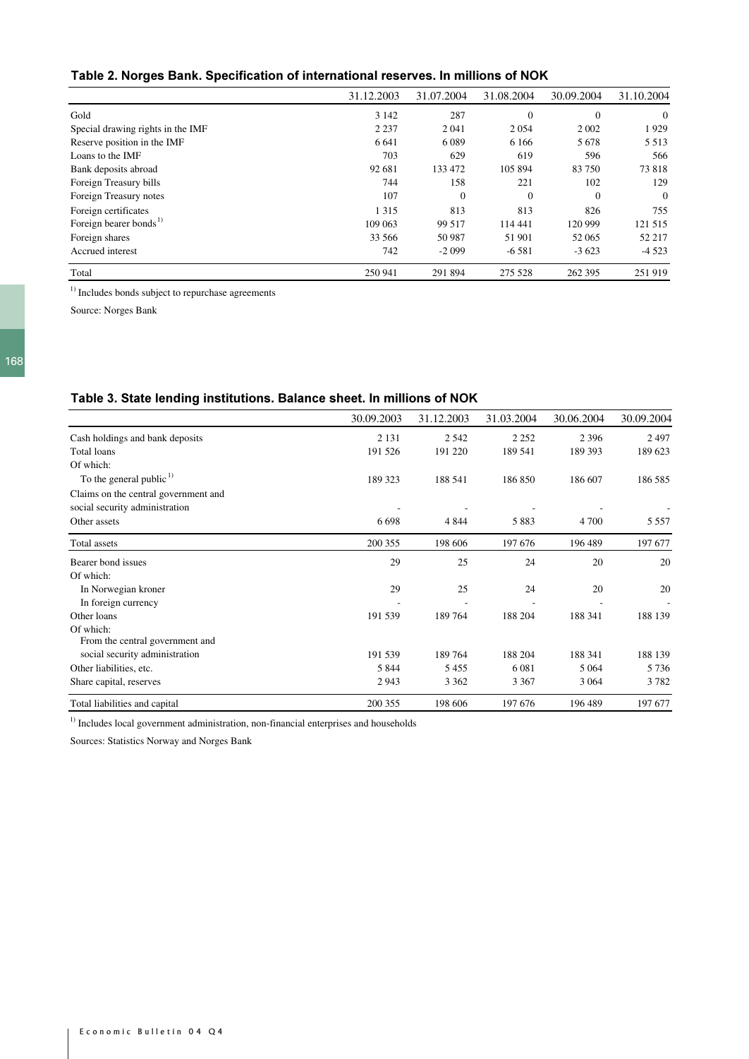## Table 2. Norges Bank. Specification of international reserves. In millions of NOK

| | 31.12.2003 | 31.07.2004 | 31.08.2004 | 30.09.2004 | 31.10.2004 |
|---|---|---|---|---|---|
| Gold | 3 142 | 287 | 0 | 0 | 0 |
| Special drawing rights in the IMF | 2 237 | 2 041 | 2 054 | 2 002 | 1 929 |
| Reserve position in the IMF | 6 641 | 6 089 | 6 166 | 5 678 | 5 513 |
| Loans to the IMF | 703 | 629 | 619 | 596 | 566 |
| Bank deposits abroad | 92 681 | 133 472 | 105 894 | 83 750 | 73 818 |
| Foreign Treasury bills | 744 | 158 | 221 | 102 | 129 |
| Foreign Treasury notes | 107 | 0 | 0 | 0 | 0 |
| Foreign certificates | 1 315 | 813 | 813 | 826 | 755 |
| Foreign bearer bonds [1] | 109 063 | 99 517 | 114 441 | 120 999 | 121 515 |
| Foreign shares | 33 566 | 50 987 | 51 901 | 52 065 | 52 217 |
| Accrued interest | 742 | -2 099 | -6 581 | -3 623 | -4 523 |
| Total | 250 941 | 291 894 | 275 528 | 262 395 | 251 919 |

[1] Includes bonds subject to repurchase agreements

Source: Norges Bank

## Table 3. State lending institutions. Balance sheet. In millions of NOK

| | 30.09.2003 | 31.12.2003 | 31.03.2004 | 30.06.2004 | 30.09.2004 |
|---|---|---|---|---|---|
| Cash holdings and bank deposits | 2 131 | 2 542 | 2 252 | 2 396 | 2 497 |
| Total loans | 191 526 | 191 220 | 189 541 | 189 393 | 189 623 |
| Of which: | | | | | |
| To the general public [1] | 189 323 | 188 541 | 186 850 | 186 607 | 186 585 |
| Claims on the central government and social security administration | - | - | - | - | - |
| Other assets | 6 698 | 4 844 | 5 883 | 4 700 | 5 557 |
| Total assets | 200 355 | 198 606 | 197 676 | 196 489 | 197 677 |
| Bearer bond issues | 29 | 25 | 24 | 20 | 20 |
| Of which: | | | | | |
| In Norwegian kroner | 29 | 25 | 24 | 20 | 20 |
| In foreign currency | - | - | - | - | - |
| Other loans | 191 539 | 189 764 | 188 204 | 188 341 | 188 139 |
| Of which: | | | | | |
| From the central government and social security administration | 191 539 | 189 764 | 188 204 | 188 341 | 188 139 |
| Other liabilities, etc. | 5 844 | 5 455 | 6 081 | 5 064 | 5 736 |
| Share capital, reserves | 2 943 | 3 362 | 3 367 | 3 064 | 3 782 |
| Total liabilities and capital | 200 355 | 198 606 | 197 676 | 196 489 | 197 677 |

[1] Includes local government administration, non-financial enterprises and households

Sources: Statistics Norway and Norges Bank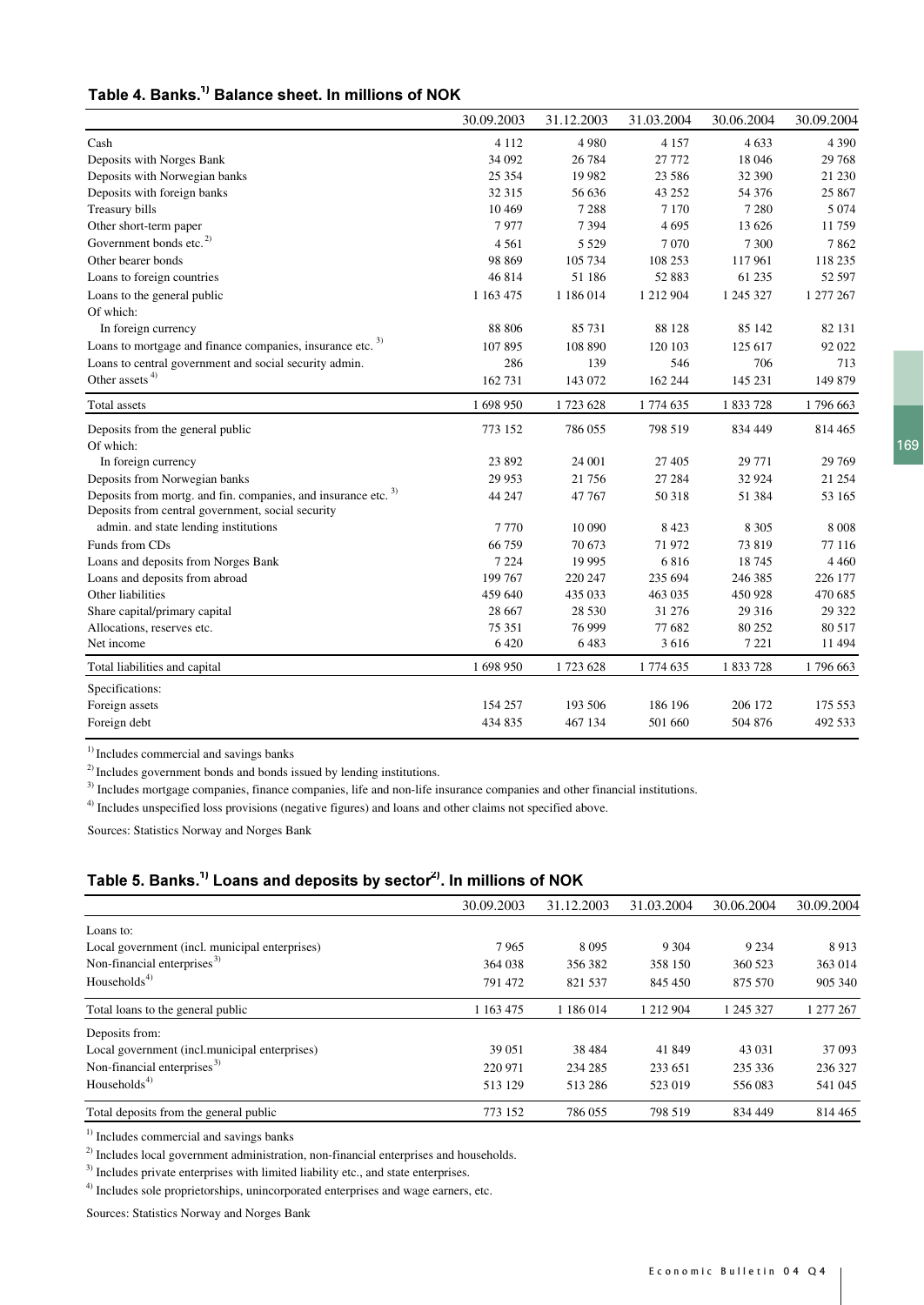## Table 4. Banks.[1] Balance sheet. In millions of NOK

| | 30.09.2003 | 31.12.2003 | 31.03.2004 | 30.06.2004 | 30.09.2004 |
|---|---|---|---|---|---|
| Cash | 4 112 | 4 980 | 4 157 | 4 633 | 4 390 |
| Deposits with Norges Bank | 34 092 | 26 784 | 27 772 | 18 046 | 29 768 |
| Deposits with Norwegian banks | 25 354 | 19 982 | 23 586 | 32 390 | 21 230 |
| Deposits with foreign banks | 32 315 | 56 636 | 43 252 | 54 376 | 25 867 |
| Treasury bills | 10 469 | 7 288 | 7 170 | 7 280 | 5 074 |
| Other short-term paper | 7 977 | 7 394 | 4 695 | 13 626 | 11 759 |
| Government bonds etc.[2] | 4 561 | 5 529 | 7 070 | 7 300 | 7 862 |
| Other bearer bonds | 98 869 | 105 734 | 108 253 | 117 961 | 118 235 |
| Loans to foreign countries | 46 814 | 51 186 | 52 883 | 61 235 | 52 597 |
| Loans to the general public | 1 163 475 | 1 186 014 | 1 212 904 | 1 245 327 | 1 277 267 |
| Of which: | | | | | |
| In foreign currency | 88 806 | 85 731 | 88 128 | 85 142 | 82 131 |
| Loans to mortgage and finance companies, insurance etc.[3] | 107 895 | 108 890 | 120 103 | 125 617 | 92 022 |
| Loans to central government and social security admin. | 286 | 139 | 546 | 706 | 713 |
| Other assets[4] | 162 731 | 143 072 | 162 244 | 145 231 | 149 879 |
| Total assets | 1 698 950 | 1 723 628 | 1 774 635 | 1 833 728 | 1 796 663 |
| Deposits from the general public | 773 152 | 786 055 | 798 519 | 834 449 | 814 465 |
| Of which: | | | | | |
| In foreign currency | 23 892 | 24 001 | 27 405 | 29 771 | 29 769 |
| Deposits from Norwegian banks | 29 953 | 21 756 | 27 284 | 32 924 | 21 254 |
| Deposits from mortg. and fin. companies, and insurance etc.[3] | 44 247 | 47 767 | 50 318 | 51 384 | 53 165 |
| Deposits from central government, social security admin. and state lending institutions | 7 770 | 10 090 | 8 423 | 8 305 | 8 008 |
| Funds from CDs | 66 759 | 70 673 | 71 972 | 73 819 | 77 116 |
| Loans and deposits from Norges Bank | 7 224 | 19 995 | 6 816 | 18 745 | 4 460 |
| Loans and deposits from abroad | 199 767 | 220 247 | 235 694 | 246 385 | 226 177 |
| Other liabilities | 459 640 | 435 033 | 463 035 | 450 928 | 470 685 |
| Share capital/primary capital | 28 667 | 28 530 | 31 276 | 29 316 | 29 322 |
| Allocations, reserves etc. | 75 351 | 76 999 | 77 682 | 80 252 | 80 517 |
| Net income | 6 420 | 6 483 | 3 616 | 7 221 | 11 494 |
| Total liabilities and capital | 1 698 950 | 1 723 628 | 1 774 635 | 1 833 728 | 1 796 663 |
| Specifications: | | | | | |
| Foreign assets | 154 257 | 193 506 | 186 196 | 206 172 | 175 553 |
| Foreign debt | 434 835 | 467 134 | 501 660 | 504 876 | 492 533 |

[1] Includes commercial and savings banks

[2] Includes government bonds and bonds issued by lending institutions.

[3] Includes mortgage companies, finance companies, life and non-life insurance companies and other financial institutions.

[4] Includes unspecified loss provisions (negative figures) and loans and other claims not specified above.

Sources: Statistics Norway and Norges Bank

## Table 5. Banks.[1] Loans and deposits by sector[2]. In millions of NOK

| | 30.09.2003 | 31.12.2003 | 31.03.2004 | 30.06.2004 | 30.09.2004 |
|---|---|---|---|---|---|
| Loans to: | | | | | |
| Local government (incl. municipal enterprises) | 7 965 | 8 095 | 9 304 | 9 234 | 8 913 |
| Non-financial enterprises[3] | 364 038 | 356 382 | 358 150 | 360 523 | 363 014 |
| Households[4] | 791 472 | 821 537 | 845 450 | 875 570 | 905 340 |
| Total loans to the general public | 1 163 475 | 1 186 014 | 1 212 904 | 1 245 327 | 1 277 267 |
| Deposits from: | | | | | |
| Local government (incl.municipal enterprises) | 39 051 | 38 484 | 41 849 | 43 031 | 37 093 |
| Non-financial enterprises[3] | 220 971 | 234 285 | 233 651 | 235 336 | 236 327 |
| Households[4] | 513 129 | 513 286 | 523 019 | 556 083 | 541 045 |
| Total deposits from the general public | 773 152 | 786 055 | 798 519 | 834 449 | 814 465 |

[1] Includes commercial and savings banks

[2] Includes local government administration, non-financial enterprises and households.

[3] Includes private enterprises with limited liability etc., and state enterprises.

[4] Includes sole proprietorships, unincorporated enterprises and wage earners, etc.

Sources: Statistics Norway and Norges Bank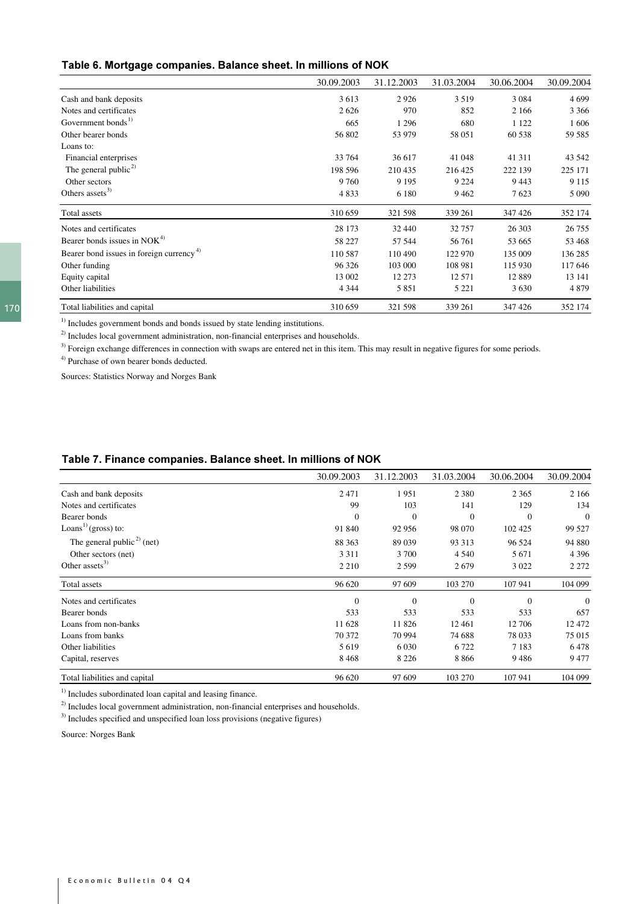### Table 6. Mortgage companies. Balance sheet. In millions of NOK

| | 30.09.2003 | 31.12.2003 | 31.03.2004 | 30.06.2004 | 30.09.2004 |
|---|---|---|---|---|---|
| Cash and bank deposits | 3 613 | 2 926 | 3 519 | 3 084 | 4 699 |
| Notes and certificates | 2 626 | 970 | 852 | 2 166 | 3 366 |
| Government bonds[1] | 665 | 1 296 | 680 | 1 122 | 1 606 |
| Other bearer bonds | 56 802 | 53 979 | 58 051 | 60 538 | 59 585 |
| Loans to: | | | | | |
| Financial enterprises | 33 764 | 36 617 | 41 048 | 41 311 | 43 542 |
| The general public[2] | 198 596 | 210 435 | 216 425 | 222 139 | 225 171 |
| Other sectors | 9 760 | 9 195 | 9 224 | 9 443 | 9 115 |
| Others assets[3] | 4 833 | 6 180 | 9 462 | 7 623 | 5 090 |
| Total assets | 310 659 | 321 598 | 339 261 | 347 426 | 352 174 |
| Notes and certificates | 28 173 | 32 440 | 32 757 | 26 303 | 26 755 |
| Bearer bonds issues in NOK[4] | 58 227 | 57 544 | 56 761 | 53 665 | 53 468 |
| Bearer bond issues in foreign currency[4] | 110 587 | 110 490 | 122 970 | 135 009 | 136 285 |
| Other funding | 96 326 | 103 000 | 108 981 | 115 930 | 117 646 |
| Equity capital | 13 002 | 12 273 | 12 571 | 12 889 | 13 141 |
| Other liabilities | 4 344 | 5 851 | 5 221 | 3 630 | 4 879 |
| Total liabilities and capital | 310 659 | 321 598 | 339 261 | 347 426 | 352 174 |

[1] Includes government bonds and bonds issued by state lending institutions.

[2] Includes local government administration, non-financial enterprises and households.

[3] Foreign exchange differences in connection with swaps are entered net in this item. This may result in negative figures for some periods.

[4] Purchase of own bearer bonds deducted.

Sources: Statistics Norway and Norges Bank

### Table 7. Finance companies. Balance sheet. In millions of NOK

| | 30.09.2003 | 31.12.2003 | 31.03.2004 | 30.06.2004 | 30.09.2004 |
|---|---|---|---|---|---|
| Cash and bank deposits | 2 471 | 1 951 | 2 380 | 2 365 | 2 166 |
| Notes and certificates | 99 | 103 | 141 | 129 | 134 |
| Bearer bonds | 0 | 0 | 0 | 0 | 0 |
| Loans[1] (gross) to: | 91 840 | 92 956 | 98 070 | 102 425 | 99 527 |
| The general public[2] (net) | 88 363 | 89 039 | 93 313 | 96 524 | 94 880 |
| Other sectors (net) | 3 311 | 3 700 | 4 540 | 5 671 | 4 396 |
| Other assets[3] | 2 210 | 2 599 | 2 679 | 3 022 | 2 272 |
| Total assets | 96 620 | 97 609 | 103 270 | 107 941 | 104 099 |
| Notes and certificates | 0 | 0 | 0 | 0 | 0 |
| Bearer bonds | 533 | 533 | 533 | 533 | 657 |
| Loans from non-banks | 11 628 | 11 826 | 12 461 | 12 706 | 12 472 |
| Loans from banks | 70 372 | 70 994 | 74 688 | 78 033 | 75 015 |
| Other liabilities | 5 619 | 6 030 | 6 722 | 7 183 | 6 478 |
| Capital, reserves | 8 468 | 8 226 | 8 866 | 9 486 | 9 477 |
| Total liabilities and capital | 96 620 | 97 609 | 103 270 | 107 941 | 104 099 |

[1] Includes subordinated loan capital and leasing finance.

[2] Includes local government administration, non-financial enterprises and households.

[3] Includes specified and unspecified loan loss provisions (negative figures)

Source: Norges Bank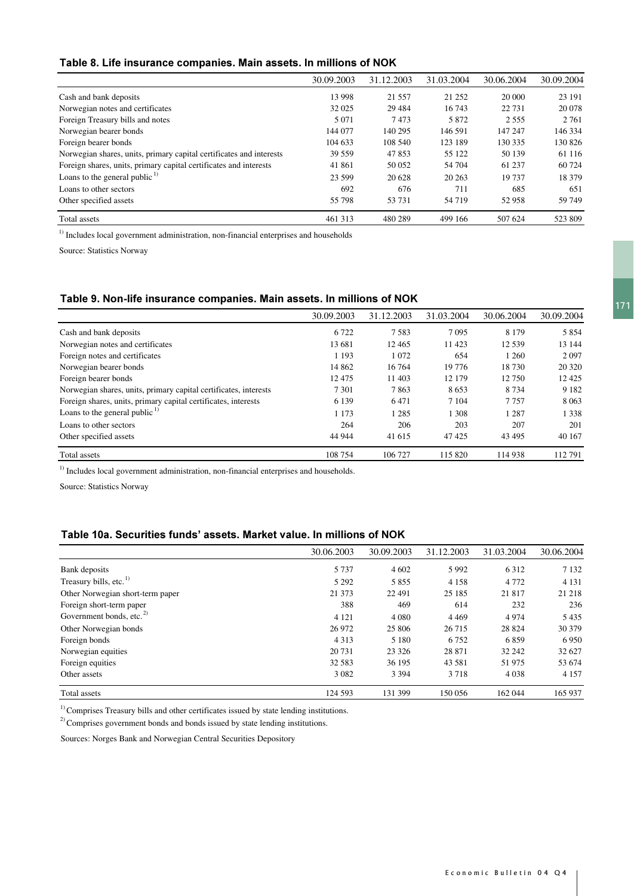### Table 8. Life insurance companies. Main assets. In millions of NOK

| | 30.09.2003 | 31.12.2003 | 31.03.2004 | 30.06.2004 | 30.09.2004 |
|---|---|---|---|---|---|
| Cash and bank deposits | 13 998 | 21 557 | 21 252 | 20 000 | 23 191 |
| Norwegian notes and certificates | 32 025 | 29 484 | 16 743 | 22 731 | 20 078 |
| Foreign Treasury bills and notes | 5 071 | 7 473 | 5 872 | 2 555 | 2 761 |
| Norwegian bearer bonds | 144 077 | 140 295 | 146 591 | 147 247 | 146 334 |
| Foreign bearer bonds | 104 633 | 108 540 | 123 189 | 130 335 | 130 826 |
| Norwegian shares, units, primary capital certificates and interests | 39 559 | 47 853 | 55 122 | 50 139 | 61 116 |
| Foreign shares, units, primary capital certificates and interests | 41 861 | 50 052 | 54 704 | 61 237 | 60 724 |
| Loans to the general public [1] | 23 599 | 20 628 | 20 263 | 19 737 | 18 379 |
| Loans to other sectors | 692 | 676 | 711 | 685 | 651 |
| Other specified assets | 55 798 | 53 731 | 54 719 | 52 958 | 59 749 |
| Total assets | 461 313 | 480 289 | 499 166 | 507 624 | 523 809 |

[1] Includes local government administration, non-financial enterprises and households

Source: Statistics Norway

### Table 9. Non-life insurance companies. Main assets. In millions of NOK

| | 30.09.2003 | 31.12.2003 | 31.03.2004 | 30.06.2004 | 30.09.2004 |
|---|---|---|---|---|---|
| Cash and bank deposits | 6 722 | 7 583 | 7 095 | 8 179 | 5 854 |
| Norwegian notes and certificates | 13 681 | 12 465 | 11 423 | 12 539 | 13 144 |
| Foreign notes and certificates | 1 193 | 1 072 | 654 | 1 260 | 2 097 |
| Norwegian bearer bonds | 14 862 | 16 764 | 19 776 | 18 730 | 20 320 |
| Foreign bearer bonds | 12 475 | 11 403 | 12 179 | 12 750 | 12 425 |
| Norwegian shares, units, primary capital certificates, interests | 7 301 | 7 863 | 8 653 | 8 734 | 9 182 |
| Foreign shares, units, primary capital certificates, interests | 6 139 | 6 471 | 7 104 | 7 757 | 8 063 |
| Loans to the general public [1] | 1 173 | 1 285 | 1 308 | 1 287 | 1 338 |
| Loans to other sectors | 264 | 206 | 203 | 207 | 201 |
| Other specified assets | 44 944 | 41 615 | 47 425 | 43 495 | 40 167 |
| Total assets | 108 754 | 106 727 | 115 820 | 114 938 | 112 791 |

[1] Includes local government administration, non-financial enterprises and households.

Source: Statistics Norway

### Table 10a. Securities funds' assets. Market value. In millions of NOK

| | 30.06.2003 | 30.09.2003 | 31.12.2003 | 31.03.2004 | 30.06.2004 |
|---|---|---|---|---|---|
| Bank deposits | 5 737 | 4 602 | 5 992 | 6 312 | 7 132 |
| Treasury bills, etc. [1] | 5 292 | 5 855 | 4 158 | 4 772 | 4 131 |
| Other Norwegian short-term paper | 21 373 | 22 491 | 25 185 | 21 817 | 21 218 |
| Foreign short-term paper | 388 | 469 | 614 | 232 | 236 |
| Government bonds, etc. [2] | 4 121 | 4 080 | 4 469 | 4 974 | 5 435 |
| Other Norwegian bonds | 26 972 | 25 806 | 26 715 | 28 824 | 30 379 |
| Foreign bonds | 4 313 | 5 180 | 6 752 | 6 859 | 6 950 |
| Norwegian equities | 20 731 | 23 326 | 28 871 | 32 242 | 32 627 |
| Foreign equities | 32 583 | 36 195 | 43 581 | 51 975 | 53 674 |
| Other assets | 3 082 | 3 394 | 3 718 | 4 038 | 4 157 |
| Total assets | 124 593 | 131 399 | 150 056 | 162 044 | 165 937 |

[1] Comprises Treasury bills and other certificates issued by state lending institutions.

[2] Comprises government bonds and bonds issued by state lending institutions.

Sources: Norges Bank and Norwegian Central Securities Depository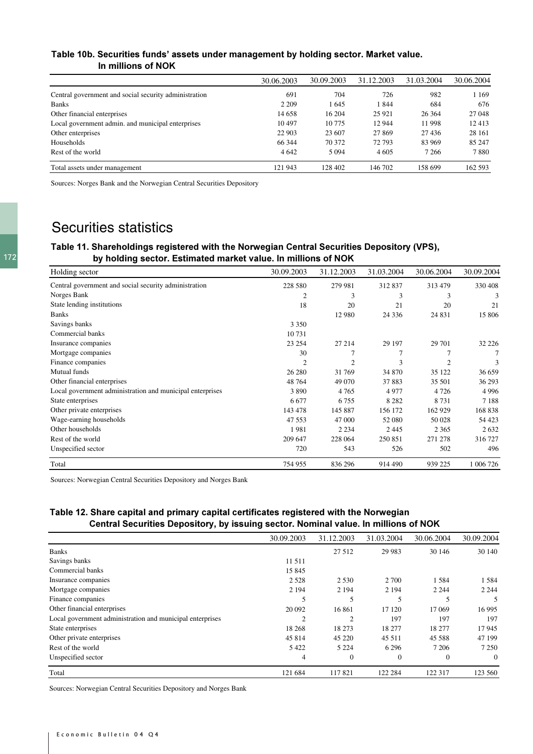### Table 10b. Securities funds' assets under management by holding sector. Market value. In millions of NOK

| | 30.06.2003 | 30.09.2003 | 31.12.2003 | 31.03.2004 | 30.06.2004 |
|---|---|---|---|---|---|
| Central government and social security administration | 691 | 704 | 726 | 982 | 1 169 |
| Banks | 2 209 | 1 645 | 1 844 | 684 | 676 |
| Other financial enterprises | 14 658 | 16 204 | 25 921 | 26 364 | 27 048 |
| Local government admin. and municipal enterprises | 10 497 | 10 775 | 12 944 | 11 998 | 12 413 |
| Other enterprises | 22 903 | 23 607 | 27 869 | 27 436 | 28 161 |
| Households | 66 344 | 70 372 | 72 793 | 83 969 | 85 247 |
| Rest of the world | 4 642 | 5 094 | 4 605 | 7 266 | 7 880 |
| Total assets under management | 121 943 | 128 402 | 146 702 | 158 699 | 162 593 |

Sources: Norges Bank and the Norwegian Central Securities Depository

# Securities statistics

### Table 11. Shareholdings registered with the Norwegian Central Securities Depository (VPS), by holding sector. Estimated market value. In millions of NOK

| Holding sector | 30.09.2003 | 31.12.2003 | 31.03.2004 | 30.06.2004 | 30.09.2004 |
|---|---|---|---|---|---|
| Central government and social security administration | 228 580 | 279 981 | 312 837 | 313 479 | 330 408 |
| Norges Bank | 2 | 3 | 3 | 3 | 3 |
| State lending institutions | 18 | 20 | 21 | 20 | 21 |
| Banks | | 12 980 | 24 336 | 24 831 | 15 806 |
| Savings banks | 3 350 | | | | |
| Commercial banks | 10 731 | | | | |
| Insurance companies | 23 254 | 27 214 | 29 197 | 29 701 | 32 226 |
| Mortgage companies | 30 | 7 | 7 | 7 | 7 |
| Finance companies | 2 | 2 | 3 | 2 | 3 |
| Mutual funds | 26 280 | 31 769 | 34 870 | 35 122 | 36 659 |
| Other financial enterprises | 48 764 | 49 070 | 37 883 | 35 501 | 36 293 |
| Local government administration and municipal enterprises | 3 890 | 4 765 | 4 977 | 4 726 | 4 996 |
| State enterprises | 6 677 | 6 755 | 8 282 | 8 731 | 7 188 |
| Other private enterprises | 143 478 | 145 887 | 156 172 | 162 929 | 168 838 |
| Wage-earning households | 47 553 | 47 000 | 52 080 | 50 028 | 54 423 |
| Other households | 1 981 | 2 234 | 2 445 | 2 365 | 2 632 |
| Rest of the world | 209 647 | 228 064 | 250 851 | 271 278 | 316 727 |
| Unspecified sector | 720 | 543 | 526 | 502 | 496 |
| Total | 754 955 | 836 296 | 914 490 | 939 225 | 1 006 726 |

Sources: Norwegian Central Securities Depository and Norges Bank

### Table 12. Share capital and primary capital certificates registered with the Norwegian Central Securities Depository, by issuing sector. Nominal value. In millions of NOK

| | 30.09.2003 | 31.12.2003 | 31.03.2004 | 30.06.2004 | 30.09.2004 |
|---|---|---|---|---|---|
| Banks | | 27 512 | 29 983 | 30 146 | 30 140 |
| Savings banks | 11 511 | | | | |
| Commercial banks | 15 845 | | | | |
| Insurance companies | 2 528 | 2 530 | 2 700 | 1 584 | 1 584 |
| Mortgage companies | 2 194 | 2 194 | 2 194 | 2 244 | 2 244 |
| Finance companies | 5 | 5 | 5 | 5 | 5 |
| Other financial enterprises | 20 092 | 16 861 | 17 120 | 17 069 | 16 995 |
| Local government administration and municipal enterprises | 2 | 2 | 197 | 197 | 197 |
| State enterprises | 18 268 | 18 273 | 18 277 | 18 277 | 17 945 |
| Other private enterprises | 45 814 | 45 220 | 45 511 | 45 588 | 47 199 |
| Rest of the world | 5 422 | 5 224 | 6 296 | 7 206 | 7 250 |
| Unspecified sector | 4 | 0 | 0 | 0 | 0 |
| Total | 121 684 | 117 821 | 122 284 | 122 317 | 123 560 |

Sources: Norwegian Central Securities Depository and Norges Bank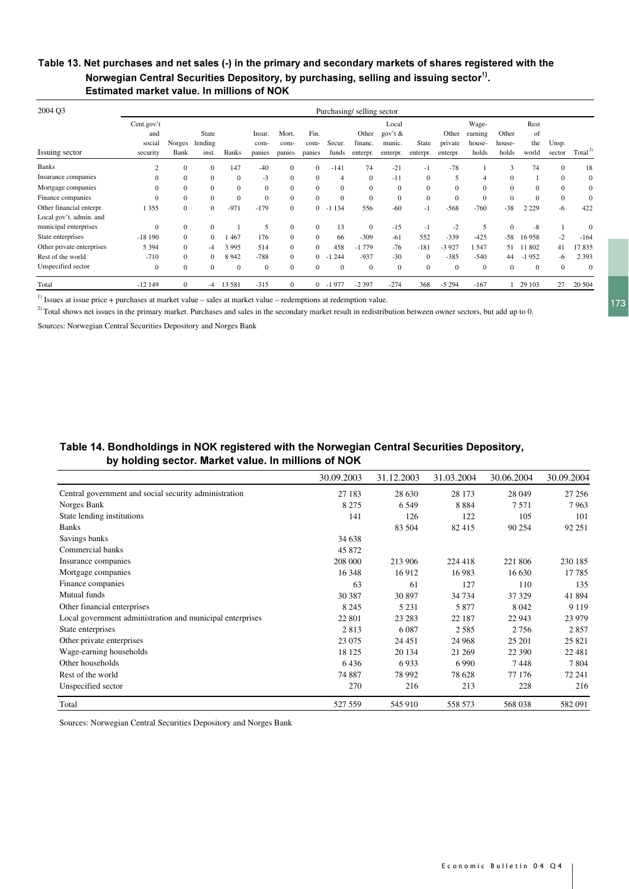## Table 13. Net purchases and net sales (-) in the primary and secondary markets of shares registered with the Norwegian Central Securities Depository, by purchasing, selling and issuing sector[1]. Estimated market value. In millions of NOK

| 2004 Q3 | Purchasing/ selling sector | | | | | | | | | | | | | | | | | |
|---|---|---|---|---|---|---|---|---|---|---|---|---|---|---|---|---|---|---|
| Issuing sector | Cent.gov't and social security | Norges Bank | State lending inst. | Banks | Insur. com- panies | Mort. com- panies | Fin. com- panies | Secur. funds | Other financ. enterpr. | Local gov't & munic. enterpr. | State enterpr. | Other private enterpr. | Wage- earning house- holds | Other house- holds | Rest of the world | Unsp. sector | Total[2] |
| Banks | 2 | 0 | 0 | 147 | -40 | 0 | 0 | -141 | 74 | -21 | -1 | -78 | 1 | 3 | 74 | 0 | 18 |
| Insurance companies | 0 | 0 | 0 | 0 | -3 | 0 | 0 | 4 | 0 | -11 | 0 | 5 | 4 | 0 | 1 | 0 | 0 |
| Mortgage companies | 0 | 0 | 0 | 0 | 0 | 0 | 0 | 0 | 0 | 0 | 0 | 0 | 0 | 0 | 0 | 0 | 0 |
| Finance companies | 0 | 0 | 0 | 0 | 0 | 0 | 0 | 0 | 0 | 0 | 0 | 0 | 0 | 0 | 0 | 0 | 0 |
| Other financial enterpr. | 1 355 | 0 | 0 | -971 | -179 | 0 | 0 | -1 134 | 556 | -60 | -1 | -568 | -760 | -38 | 2 229 | -6 | 422 |
| Local gov't. admin. and municipal enterprises | 0 | 0 | 0 | 1 | 5 | 0 | 0 | 13 | 0 | -15 | -1 | -2 | 5 | 0 | -8 | 1 | 0 |
| State enterprises | -18 190 | 0 | 0 | 1 467 | 176 | 0 | 0 | 66 | -309 | -61 | 552 | -339 | -425 | -58 | 16 958 | -2 | -164 |
| Other private enterprises | 5 394 | 0 | -4 | 3 995 | 514 | 0 | 0 | 458 | -1 779 | -76 | -181 | -3 927 | 1 547 | 51 | 11 802 | 41 | 17 835 |
| Rest of the world | -710 | 0 | 0 | 8 942 | -788 | 0 | 0 | -1 244 | -937 | -30 | 0 | -385 | -540 | 44 | -1 952 | -6 | 2 393 |
| Unspecified sector | 0 | 0 | 0 | 0 | 0 | 0 | 0 | 0 | 0 | 0 | 0 | 0 | 0 | 0 | 0 | 0 | 0 |
| Total | -12 149 | 0 | -4 | 13 581 | -315 | 0 | 0 | -1 977 | -2 397 | -274 | 368 | -5 294 | -167 | 1 | 29 103 | 27 | 20 504 |

[1] Issues at issue price + purchases at market value – sales at market value – redemptions at redemption value.

[2] Total shows net issues in the primary market. Purchases and sales in the secondary market result in redistribution between owner sectors, but add up to 0.

Sources: Norwegian Central Securities Depository and Norges Bank

## Table 14. Bondholdings in NOK registered with the Norwegian Central Securities Depository, by holding sector. Market value. In millions of NOK

| | 30.09.2003 | 31.12.2003 | 31.03.2004 | 30.06.2004 | 30.09.2004 |
|---|---|---|---|---|---|
| Central government and social security administration | 27 183 | 28 630 | 28 173 | 28 049 | 27 256 |
| Norges Bank | 8 275 | 6 549 | 8 884 | 7 571 | 7 963 |
| State lending institutions | 141 | 126 | 122 | 105 | 101 |
| Banks | | 83 504 | 82 415 | 90 254 | 92 251 |
| Savings banks | 34 638 | | | | |
| Commercial banks | 45 872 | | | | |
| Insurance companies | 208 000 | 213 906 | 224 418 | 221 806 | 230 185 |
| Mortgage companies | 16 348 | 16 912 | 16 983 | 16 630 | 17 785 |
| Finance companies | 63 | 61 | 127 | 110 | 135 |
| Mutual funds | 30 387 | 30 897 | 34 734 | 37 329 | 41 894 |
| Other financial enterprises | 8 245 | 5 231 | 5 877 | 8 042 | 9 119 |
| Local government administration and municipal enterprises | 22 801 | 23 283 | 22 187 | 22 943 | 23 979 |
| State enterprises | 2 813 | 6 087 | 2 585 | 2 756 | 2 857 |
| Other private enterprises | 23 075 | 24 451 | 24 968 | 25 201 | 25 821 |
| Wage-earning households | 18 125 | 20 134 | 21 269 | 22 390 | 22 481 |
| Other households | 6 436 | 6 933 | 6 990 | 7 448 | 7 804 |
| Rest of the world | 74 887 | 78 992 | 78 628 | 77 176 | 72 241 |
| Unspecified sector | 270 | 216 | 213 | 228 | 216 |
| Total | 527 559 | 545 910 | 558 573 | 568 038 | 582 091 |

Sources: Norwegian Central Securities Depository and Norges Bank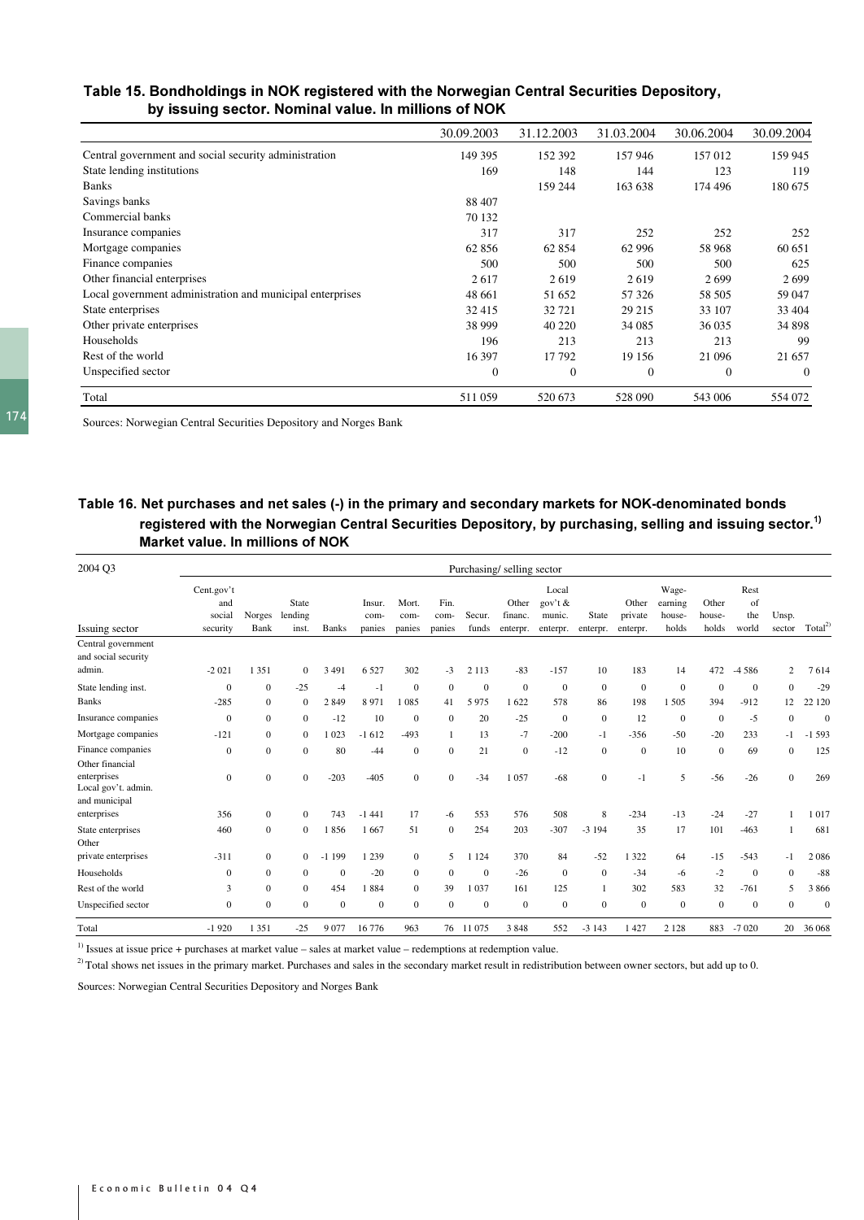### Table 15. Bondholdings in NOK registered with the Norwegian Central Securities Depository, by issuing sector. Nominal value. In millions of NOK

| | 30.09.2003 | 31.12.2003 | 31.03.2004 | 30.06.2004 | 30.09.2004 |
|---|---|---|---|---|---|
| Central government and social security administration | 149 395 | 152 392 | 157 946 | 157 012 | 159 945 |
| State lending institutions | 169 | 148 | 144 | 123 | 119 |
| Banks | | 159 244 | 163 638 | 174 496 | 180 675 |
| Savings banks | 88 407 | | | | |
| Commercial banks | 70 132 | | | | |
| Insurance companies | 317 | 317 | 252 | 252 | 252 |
| Mortgage companies | 62 856 | 62 854 | 62 996 | 58 968 | 60 651 |
| Finance companies | 500 | 500 | 500 | 500 | 625 |
| Other financial enterprises | 2 617 | 2 619 | 2 619 | 2 699 | 2 699 |
| Local government administration and municipal enterprises | 48 661 | 51 652 | 57 326 | 58 505 | 59 047 |
| State enterprises | 32 415 | 32 721 | 29 215 | 33 107 | 33 404 |
| Other private enterprises | 38 999 | 40 220 | 34 085 | 36 035 | 34 898 |
| Households | 196 | 213 | 213 | 213 | 99 |
| Rest of the world | 16 397 | 17 792 | 19 156 | 21 096 | 21 657 |
| Unspecified sector | 0 | 0 | 0 | 0 | 0 |
| Total | 511 059 | 520 673 | 528 090 | 543 006 | 554 072 |

Sources: Norwegian Central Securities Depository and Norges Bank

### Table 16. Net purchases and net sales (-) in the primary and secondary markets for NOK-denominated bonds registered with the Norwegian Central Securities Depository, by purchasing, selling and issuing sector.[1] Market value. In millions of NOK

| 2004 Q3 | Purchasing/ selling sector | | | | | | | | | | | | | | | | | |
|---|---|---|---|---|---|---|---|---|---|---|---|---|---|---|---|---|---|---|
| Issuing sector | Cent.gov't and social security | Norges Bank | State lending inst. | Banks | Insur. com-panies | Mort. com-panies | Fin. com-panies | Secur. funds | Other financ. enterpr. | Local gov't & munic. enterpr. | State enterpr. | Other private enterpr. | Wage-earning house-holds | Other house-holds | Rest of the world | Unsp. sector | Total[2] |
| Central government and social security admin. | -2 021 | 1 351 | 0 | 3 491 | 6 527 | 302 | -3 | 2 113 | -83 | -157 | 10 | 183 | 14 | 472 | -4 586 | 2 | 7 614 |
| State lending inst. | 0 | 0 | -25 | -4 | -1 | 0 | 0 | 0 | 0 | 0 | 0 | 0 | 0 | 0 | 0 | 0 | -29 |
| Banks | -285 | 0 | 0 | 2 849 | 8 971 | 1 085 | 41 | 5 975 | 1 622 | 578 | 86 | 198 | 1 505 | 394 | -912 | 12 | 22 120 |
| Insurance companies | 0 | 0 | 0 | -12 | 10 | 0 | 0 | 20 | -25 | 0 | 0 | 12 | 0 | 0 | -5 | 0 | 0 |
| Mortgage companies | -121 | 0 | 0 | 1 023 | -1 612 | -493 | 1 | 13 | -7 | -200 | -1 | -356 | -50 | -20 | 233 | -1 | -1 593 |
| Finance companies | 0 | 0 | 0 | 80 | -44 | 0 | 0 | 21 | 0 | -12 | 0 | 0 | 10 | 0 | 69 | 0 | 125 |
| Other financial enterprises | 0 | 0 | 0 | -203 | -405 | 0 | 0 | -34 | 1 057 | -68 | 0 | -1 | 5 | -56 | -26 | 0 | 269 |
| Local gov't. admin. and municipal enterprises | 356 | 0 | 0 | 743 | -1 441 | 17 | -6 | 553 | 576 | 508 | 8 | -234 | -13 | -24 | -27 | 1 | 1 017 |
| State enterprises | 460 | 0 | 0 | 1 856 | 1 667 | 51 | 0 | 254 | 203 | -307 | -3 194 | 35 | 17 | 101 | -463 | 1 | 681 |
| Other private enterprises | -311 | 0 | 0 | -1 199 | 1 239 | 0 | 5 | 1 124 | 370 | 84 | -52 | 1 322 | 64 | -15 | -543 | -1 | 2 086 |
| Households | 0 | 0 | 0 | 0 | -20 | 0 | 0 | 0 | -26 | 0 | 0 | -34 | -6 | -2 | 0 | 0 | -88 |
| Rest of the world | 3 | 0 | 0 | 454 | 1 884 | 0 | 39 | 1 037 | 161 | 125 | 1 | 302 | 583 | 32 | -761 | 5 | 3 866 |
| Unspecified sector | 0 | 0 | 0 | 0 | 0 | 0 | 0 | 0 | 0 | 0 | 0 | 0 | 0 | 0 | 0 | 0 | 0 |
| Total | -1 920 | 1 351 | -25 | 9 077 | 16 776 | 963 | 76 | 11 075 | 3 848 | 552 | -3 143 | 1 427 | 2 128 | 883 | -7 020 | 20 | 36 068 |

[1] Issues at issue price + purchases at market value – sales at market value – redemptions at redemption value.

[2] Total shows net issues in the primary market. Purchases and sales in the secondary market result in redistribution between owner sectors, but add up to 0.

Sources: Norwegian Central Securities Depository and Norges Bank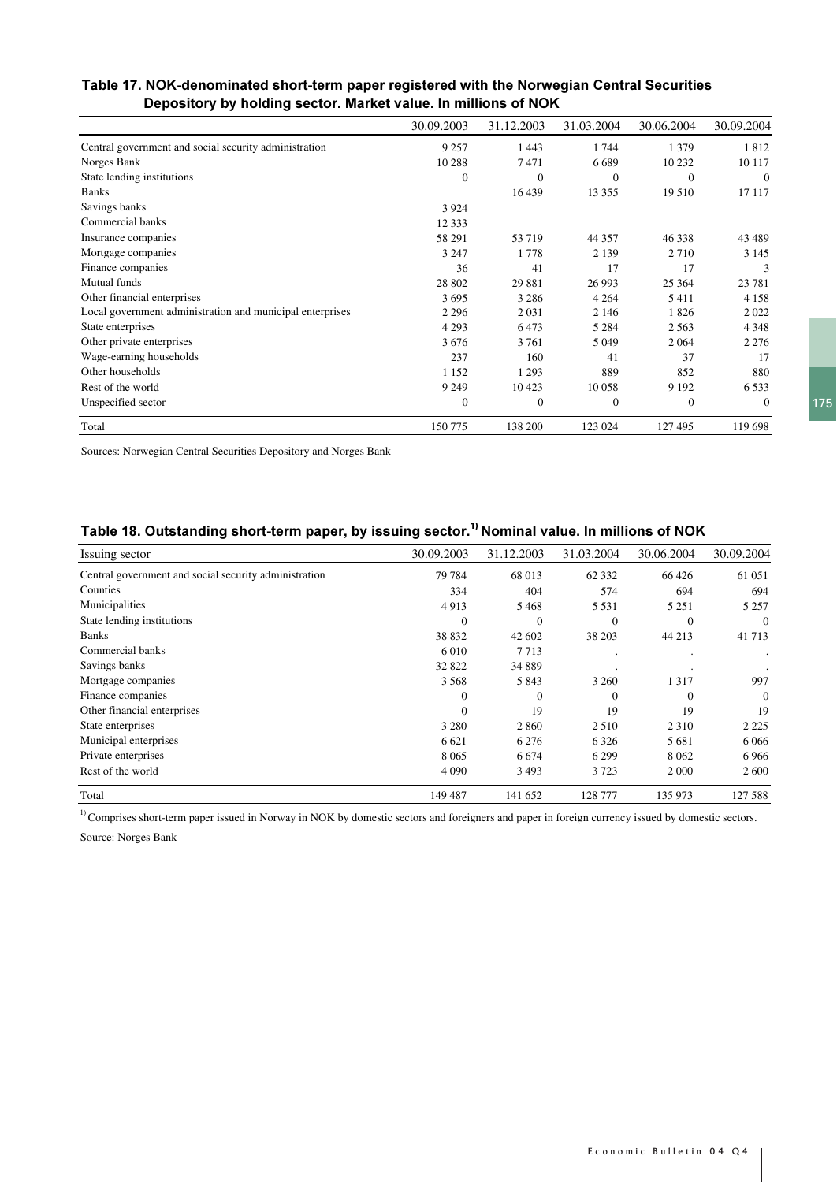## Table 17. NOK-denominated short-term paper registered with the Norwegian Central Securities Depository by holding sector. Market value. In millions of NOK

| | 30.09.2003 | 31.12.2003 | 31.03.2004 | 30.06.2004 | 30.09.2004 |
|---|---|---|---|---|---|
| Central government and social security administration | 9 257 | 1 443 | 1 744 | 1 379 | 1 812 |
| Norges Bank | 10 288 | 7 471 | 6 689 | 10 232 | 10 117 |
| State lending institutions | 0 | 0 | 0 | 0 | 0 |
| Banks | | 16 439 | 13 355 | 19 510 | 17 117 |
| Savings banks | 3 924 | | | | |
| Commercial banks | 12 333 | | | | |
| Insurance companies | 58 291 | 53 719 | 44 357 | 46 338 | 43 489 |
| Mortgage companies | 3 247 | 1 778 | 2 139 | 2 710 | 3 145 |
| Finance companies | 36 | 41 | 17 | 17 | 3 |
| Mutual funds | 28 802 | 29 881 | 26 993 | 25 364 | 23 781 |
| Other financial enterprises | 3 695 | 3 286 | 4 264 | 5 411 | 4 158 |
| Local government administration and municipal enterprises | 2 296 | 2 031 | 2 146 | 1 826 | 2 022 |
| State enterprises | 4 293 | 6 473 | 5 284 | 2 563 | 4 348 |
| Other private enterprises | 3 676 | 3 761 | 5 049 | 2 064 | 2 276 |
| Wage-earning households | 237 | 160 | 41 | 37 | 17 |
| Other households | 1 152 | 1 293 | 889 | 852 | 880 |
| Rest of the world | 9 249 | 10 423 | 10 058 | 9 192 | 6 533 |
| Unspecified sector | 0 | 0 | 0 | 0 | 0 |
| Total | 150 775 | 138 200 | 123 024 | 127 495 | 119 698 |

Sources: Norwegian Central Securities Depository and Norges Bank

## Table 18. Outstanding short-term paper, by issuing sector.[1] Nominal value. In millions of NOK

| Issuing sector | 30.09.2003 | 31.12.2003 | 31.03.2004 | 30.06.2004 | 30.09.2004 |
|---|---|---|---|---|---|
| Central government and social security administration | 79 784 | 68 013 | 62 332 | 66 426 | 61 051 |
| Counties | 334 | 404 | 574 | 694 | 694 |
| Municipalities | 4 913 | 5 468 | 5 531 | 5 251 | 5 257 |
| State lending institutions | 0 | 0 | 0 | 0 | 0 |
| Banks | 38 832 | 42 602 | 38 203 | 44 213 | 41 713 |
| Commercial banks | 6 010 | 7 713 | . | . | . |
| Savings banks | 32 822 | 34 889 | . | . | . |
| Mortgage companies | 3 568 | 5 843 | 3 260 | 1 317 | 997 |
| Finance companies | 0 | 0 | 0 | 0 | 0 |
| Other financial enterprises | 0 | 19 | 19 | 19 | 19 |
| State enterprises | 3 280 | 2 860 | 2 510 | 2 310 | 2 225 |
| Municipal enterprises | 6 621 | 6 276 | 6 326 | 5 681 | 6 066 |
| Private enterprises | 8 065 | 6 674 | 6 299 | 8 062 | 6 966 |
| Rest of the world | 4 090 | 3 493 | 3 723 | 2 000 | 2 600 |
| Total | 149 487 | 141 652 | 128 777 | 135 973 | 127 588 |

[1] Comprises short-term paper issued in Norway in NOK by domestic sectors and foreigners and paper in foreign currency issued by domestic sectors.

Source: Norges Bank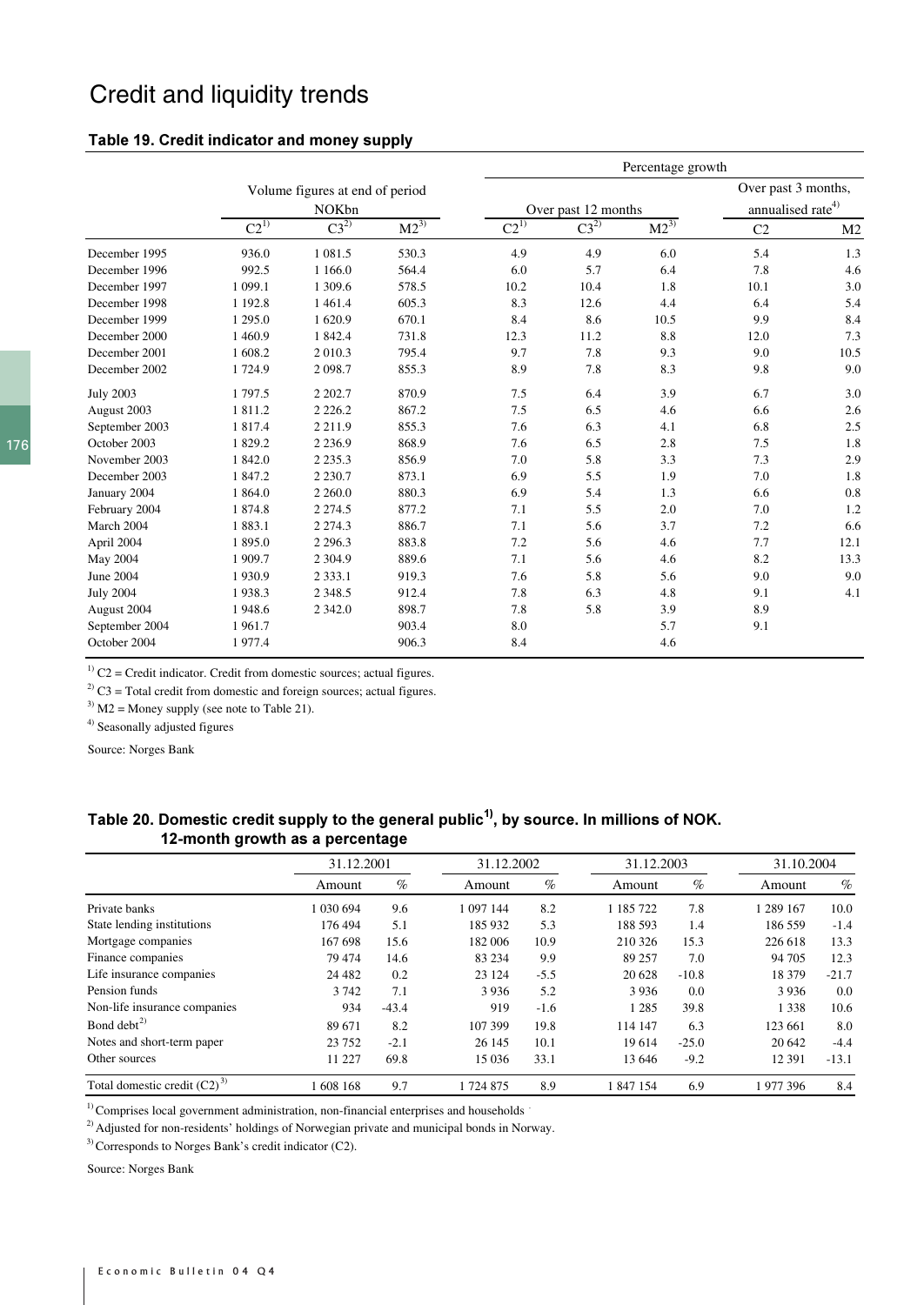# Credit and liquidity trends

### Table 19. Credit indicator and money supply

| | Volume figures at end of period NOKbn | | | Percentage growth | | | | |
|---|---|---|---|---|---|---|---|---|
| | | | | Over past 12 months | | | Over past 3 months, annualised rate[4] | |
| | C2[1] | C3[2] | M2[3] | C2[1] | C3[2] | M2[3] | C2 | M2 |
| December 1995 | 936.0 | 1 081.5 | 530.3 | 4.9 | 4.9 | 6.0 | 5.4 | 1.3 |
| December 1996 | 992.5 | 1 166.0 | 564.4 | 6.0 | 5.7 | 6.4 | 7.8 | 4.6 |
| December 1997 | 1 099.1 | 1 309.6 | 578.5 | 10.2 | 10.4 | 1.8 | 10.1 | 3.0 |
| December 1998 | 1 192.8 | 1 461.4 | 605.3 | 8.3 | 12.6 | 4.4 | 6.4 | 5.4 |
| December 1999 | 1 295.0 | 1 620.9 | 670.1 | 8.4 | 8.6 | 10.5 | 9.9 | 8.4 |
| December 2000 | 1 460.9 | 1 842.4 | 731.8 | 12.3 | 11.2 | 8.8 | 12.0 | 7.3 |
| December 2001 | 1 608.2 | 2 010.3 | 795.4 | 9.7 | 7.8 | 9.3 | 9.0 | 10.5 |
| December 2002 | 1 724.9 | 2 098.7 | 855.3 | 8.9 | 7.8 | 8.3 | 9.8 | 9.0 |
| July 2003 | 1 797.5 | 2 202.7 | 870.9 | 7.5 | 6.4 | 3.9 | 6.7 | 3.0 |
| August 2003 | 1 811.2 | 2 226.2 | 867.2 | 7.5 | 6.5 | 4.6 | 6.6 | 2.6 |
| September 2003 | 1 817.4 | 2 211.9 | 855.3 | 7.6 | 6.3 | 4.1 | 6.8 | 2.5 |
| October 2003 | 1 829.2 | 2 236.9 | 868.9 | 7.6 | 6.5 | 2.8 | 7.5 | 1.8 |
| November 2003 | 1 842.0 | 2 235.3 | 856.9 | 7.0 | 5.8 | 3.3 | 7.3 | 2.9 |
| December 2003 | 1 847.2 | 2 230.7 | 873.1 | 6.9 | 5.5 | 1.9 | 7.0 | 1.8 |
| January 2004 | 1 864.0 | 2 260.0 | 880.3 | 6.9 | 5.4 | 1.3 | 6.6 | 0.8 |
| February 2004 | 1 874.8 | 2 274.5 | 877.2 | 7.1 | 5.5 | 2.0 | 7.0 | 1.2 |
| March 2004 | 1 883.1 | 2 274.3 | 886.7 | 7.1 | 5.6 | 3.7 | 7.2 | 6.6 |
| April 2004 | 1 895.0 | 2 296.3 | 883.8 | 7.2 | 5.6 | 4.6 | 7.7 | 12.1 |
| May 2004 | 1 909.7 | 2 304.9 | 889.6 | 7.1 | 5.6 | 4.6 | 8.2 | 13.3 |
| June 2004 | 1 930.9 | 2 333.1 | 919.3 | 7.6 | 5.8 | 5.6 | 9.0 | 9.0 |
| July 2004 | 1 938.3 | 2 348.5 | 912.4 | 7.8 | 6.3 | 4.8 | 9.1 | 4.1 |
| August 2004 | 1 948.6 | 2 342.0 | 898.7 | 7.8 | 5.8 | 3.9 | 8.9 | |
| September 2004 | 1 961.7 | | 903.4 | 8.0 | | 5.7 | 9.1 | |
| October 2004 | 1 977.4 | | 906.3 | 8.4 | | 4.6 | | |

[1] C2 = Credit indicator. Credit from domestic sources; actual figures.

[2] C3 = Total credit from domestic and foreign sources; actual figures.

[3] M2 = Money supply (see note to Table 21).

[4] Seasonally adjusted figures

Source: Norges Bank

### Table 20. Domestic credit supply to the general public[1], by source. In millions of NOK. 12-month growth as a percentage

| | 31.12.2001 | | 31.12.2002 | | 31.12.2003 | | 31.10.2004 | |
|---|---|---|---|---|---|---|---|---|
| | Amount | % | Amount | % | Amount | % | Amount | % |
| Private banks | 1 030 694 | 9.6 | 1 097 144 | 8.2 | 1 185 722 | 7.8 | 1 289 167 | 10.0 |
| State lending institutions | 176 494 | 5.1 | 185 932 | 5.3 | 188 593 | 1.4 | 186 559 | -1.4 |
| Mortgage companies | 167 698 | 15.6 | 182 006 | 10.9 | 210 326 | 15.3 | 226 618 | 13.3 |
| Finance companies | 79 474 | 14.6 | 83 234 | 9.9 | 89 257 | 7.0 | 94 705 | 12.3 |
| Life insurance companies | 24 482 | 0.2 | 23 124 | -5.5 | 20 628 | -10.8 | 18 379 | -21.7 |
| Pension funds | 3 742 | 7.1 | 3 936 | 5.2 | 3 936 | 0.0 | 3 936 | 0.0 |
| Non-life insurance companies | 934 | -43.4 | 919 | -1.6 | 1 285 | 39.8 | 1 338 | 10.6 |
| Bond debt[2] | 89 671 | 8.2 | 107 399 | 19.8 | 114 147 | 6.3 | 123 661 | 8.0 |
| Notes and short-term paper | 23 752 | -2.1 | 26 145 | 10.1 | 19 614 | -25.0 | 20 642 | -4.4 |
| Other sources | 11 227 | 69.8 | 15 036 | 33.1 | 13 646 | -9.2 | 12 391 | -13.1 |
| Total domestic credit (C2)[3] | 1 608 168 | 9.7 | 1 724 875 | 8.9 | 1 847 154 | 6.9 | 1 977 396 | 8.4 |

[1] Comprises local government administration, non-financial enterprises and households

[2] Adjusted for non-residents' holdings of Norwegian private and municipal bonds in Norway.

[3] Corresponds to Norges Bank's credit indicator (C2).

Source: Norges Bank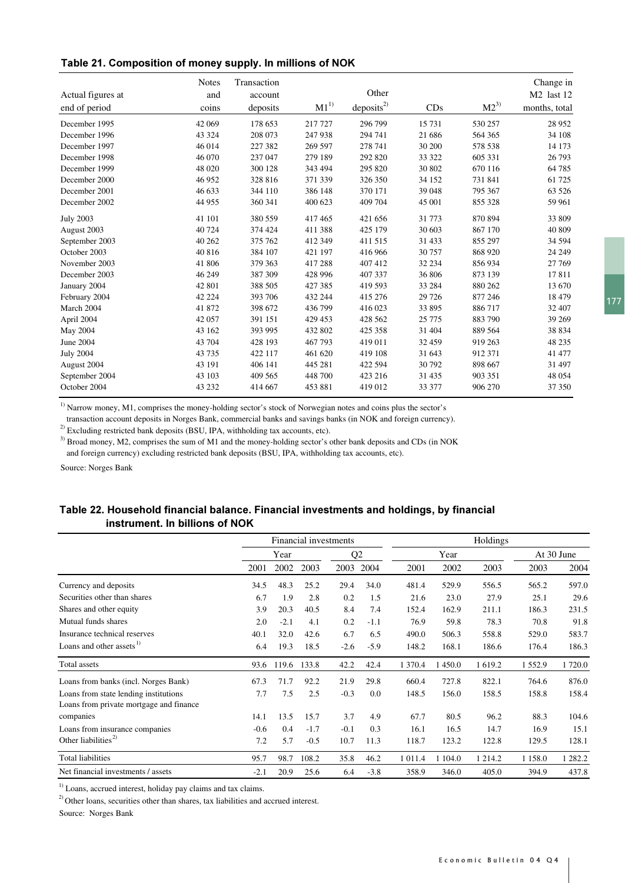### Table 21. Composition of money supply. In millions of NOK

| Actual figures at end of period | Notes and coins | Transaction account deposits | M1[1] | Other deposits[2] | CDs | M2[3] | Change in M2 last 12 months, total |
|---|---|---|---|---|---|---|---|
| December 1995 | 42 069 | 178 653 | 217 727 | 296 799 | 15 731 | 530 257 | 28 952 |
| December 1996 | 43 324 | 208 073 | 247 938 | 294 741 | 21 686 | 564 365 | 34 108 |
| December 1997 | 46 014 | 227 382 | 269 597 | 278 741 | 30 200 | 578 538 | 14 173 |
| December 1998 | 46 070 | 237 047 | 279 189 | 292 820 | 33 322 | 605 331 | 26 793 |
| December 1999 | 48 020 | 300 128 | 343 494 | 295 820 | 30 802 | 670 116 | 64 785 |
| December 2000 | 46 952 | 328 816 | 371 339 | 326 350 | 34 152 | 731 841 | 61 725 |
| December 2001 | 46 633 | 344 110 | 386 148 | 370 171 | 39 048 | 795 367 | 63 526 |
| December 2002 | 44 955 | 360 341 | 400 623 | 409 704 | 45 001 | 855 328 | 59 961 |
| July 2003 | 41 101 | 380 559 | 417 465 | 421 656 | 31 773 | 870 894 | 33 809 |
| August 2003 | 40 724 | 374 424 | 411 388 | 425 179 | 30 603 | 867 170 | 40 809 |
| September 2003 | 40 262 | 375 762 | 412 349 | 411 515 | 31 433 | 855 297 | 34 594 |
| October 2003 | 40 816 | 384 107 | 421 197 | 416 966 | 30 757 | 868 920 | 24 249 |
| November 2003 | 41 806 | 379 363 | 417 288 | 407 412 | 32 234 | 856 934 | 27 769 |
| December 2003 | 46 249 | 387 309 | 428 996 | 407 337 | 36 806 | 873 139 | 17 811 |
| January 2004 | 42 801 | 388 505 | 427 385 | 419 593 | 33 284 | 880 262 | 13 670 |
| February 2004 | 42 224 | 393 706 | 432 244 | 415 276 | 29 726 | 877 246 | 18 479 |
| March 2004 | 41 872 | 398 672 | 436 799 | 416 023 | 33 895 | 886 717 | 32 407 |
| April 2004 | 42 057 | 391 151 | 429 453 | 428 562 | 25 775 | 883 790 | 39 269 |
| May 2004 | 43 162 | 393 995 | 432 802 | 425 358 | 31 404 | 889 564 | 38 834 |
| June 2004 | 43 704 | 428 193 | 467 793 | 419 011 | 32 459 | 919 263 | 48 235 |
| July 2004 | 43 735 | 422 117 | 461 620 | 419 108 | 31 643 | 912 371 | 41 477 |
| August 2004 | 43 191 | 406 141 | 445 281 | 422 594 | 30 792 | 898 667 | 31 497 |
| September 2004 | 43 103 | 409 565 | 448 700 | 423 216 | 31 435 | 903 351 | 48 054 |
| October 2004 | 43 232 | 414 667 | 453 881 | 419 012 | 33 377 | 906 270 | 37 350 |

[1] Narrow money, M1, comprises the money-holding sector's stock of Norwegian notes and coins plus the sector's transaction account deposits in Norges Bank, commercial banks and savings banks (in NOK and foreign currency).

[2] Excluding restricted bank deposits (BSU, IPA, withholding tax accounts, etc).

[3] Broad money, M2, comprises the sum of M1 and the money-holding sector's other bank deposits and CDs (in NOK and foreign currency) excluding restricted bank deposits (BSU, IPA, withholding tax accounts, etc).

Source: Norges Bank

### Table 22. Household financial balance. Financial investments and holdings, by financial instrument. In billions of NOK

| | Financial investments | | | | | Holdings | | | | |
|---|---|---|---|---|---|---|---|---|---|---|
| | Year | | | Q2 | | Year | | | At 30 June | |
| | 2001 | 2002 | 2003 | 2003 | 2004 | 2001 | 2002 | 2003 | 2003 | 2004 |
| Currency and deposits | 34.5 | 48.3 | 25.2 | 29.4 | 34.0 | 481.4 | 529.9 | 556.5 | 565.2 | 597.0 |
| Securities other than shares | 6.7 | 1.9 | 2.8 | 0.2 | 1.5 | 21.6 | 23.0 | 27.9 | 25.1 | 29.6 |
| Shares and other equity | 3.9 | 20.3 | 40.5 | 8.4 | 7.4 | 152.4 | 162.9 | 211.1 | 186.3 | 231.5 |
| Mutual funds shares | 2.0 | -2.1 | 4.1 | 0.2 | -1.1 | 76.9 | 59.8 | 78.3 | 70.8 | 91.8 |
| Insurance technical reserves | 40.1 | 32.0 | 42.6 | 6.7 | 6.5 | 490.0 | 506.3 | 558.8 | 529.0 | 583.7 |
| Loans and other assets[1] | 6.4 | 19.3 | 18.5 | -2.6 | -5.9 | 148.2 | 168.1 | 186.6 | 176.4 | 186.3 |
| Total assets | 93.6 | 119.6 | 133.8 | 42.2 | 42.4 | 1 370.4 | 1 450.0 | 1 619.2 | 1 552.9 | 1 720.0 |
| Loans from banks (incl. Norges Bank) | 67.3 | 71.7 | 92.2 | 21.9 | 29.8 | 660.4 | 727.8 | 822.1 | 764.6 | 876.0 |
| Loans from state lending institutions | 7.7 | 7.5 | 2.5 | -0.3 | 0.0 | 148.5 | 156.0 | 158.5 | 158.8 | 158.4 |
| Loans from private mortgage and finance companies | 14.1 | 13.5 | 15.7 | 3.7 | 4.9 | 67.7 | 80.5 | 96.2 | 88.3 | 104.6 |
| Loans from insurance companies | -0.6 | 0.4 | -1.7 | -0.1 | 0.3 | 16.1 | 16.5 | 14.7 | 16.9 | 15.1 |
| Other liabilities[2] | 7.2 | 5.7 | -0.5 | 10.7 | 11.3 | 118.7 | 123.2 | 122.8 | 129.5 | 128.1 |
| Total liabilities | 95.7 | 98.7 | 108.2 | 35.8 | 46.2 | 1 011.4 | 1 104.0 | 1 214.2 | 1 158.0 | 1 282.2 |
| Net financial investments / assets | -2.1 | 20.9 | 25.6 | 6.4 | -3.8 | 358.9 | 346.0 | 405.0 | 394.9 | 437.8 |

[1] Loans, accrued interest, holiday pay claims and tax claims.

[2] Other loans, securities other than shares, tax liabilities and accrued interest.

Source: Norges Bank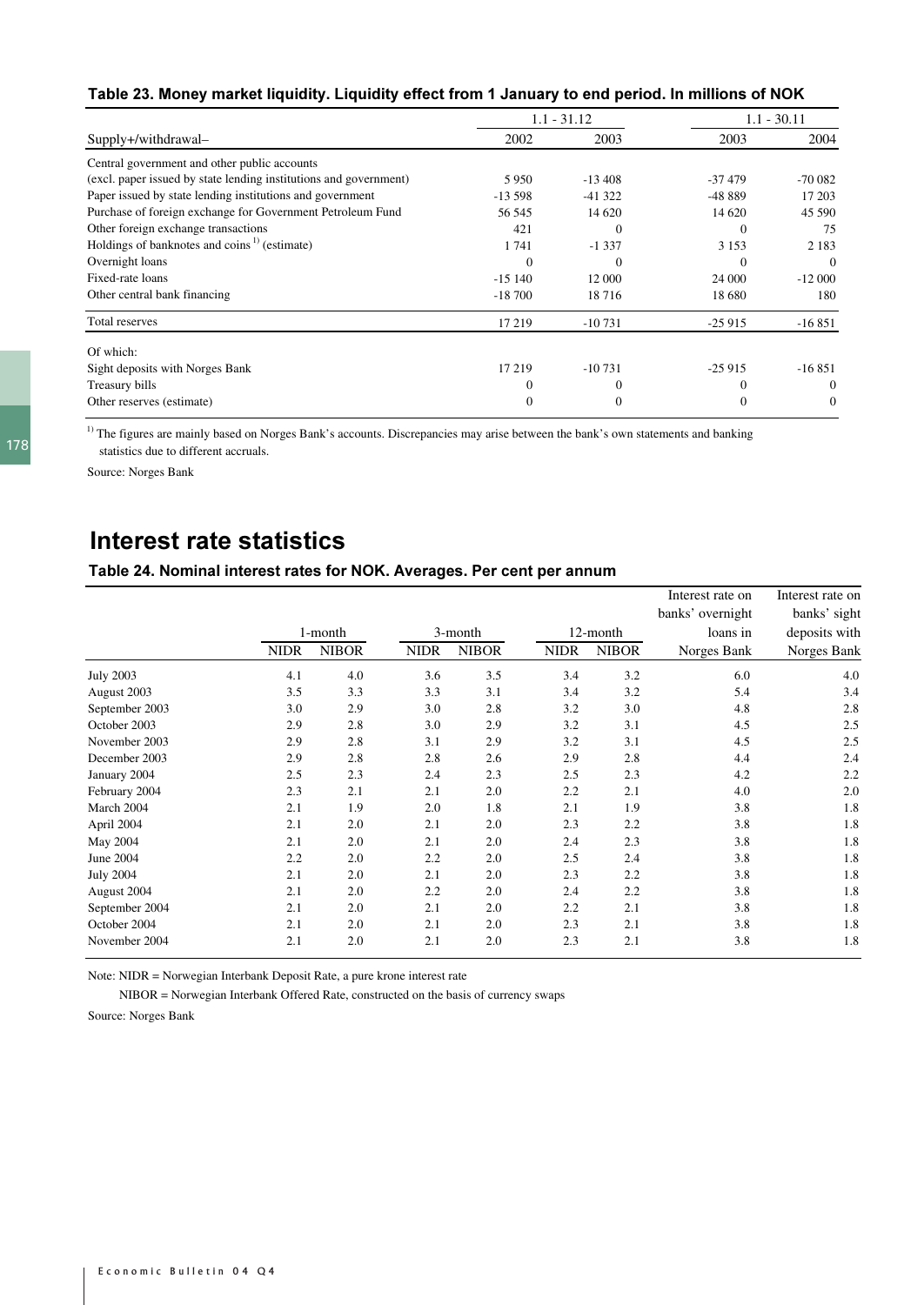### Table 23. Money market liquidity. Liquidity effect from 1 January to end period. In millions of NOK

| | 1.1 - 31.12 | | 1.1 - 30.11 | |
|---|---|---|---|---|
| Supply+/withdrawal– | 2002 | 2003 | 2003 | 2004 |
| Central government and other public accounts | | | | |
| (excl. paper issued by state lending institutions and government) | 5 950 | -13 408 | -37 479 | -70 082 |
| Paper issued by state lending institutions and government | -13 598 | -41 322 | -48 889 | 17 203 |
| Purchase of foreign exchange for Government Petroleum Fund | 56 545 | 14 620 | 14 620 | 45 590 |
| Other foreign exchange transactions | 421 | 0 | 0 | 75 |
| Holdings of banknotes and coins [1] (estimate) | 1 741 | -1 337 | 3 153 | 2 183 |
| Overnight loans | 0 | 0 | 0 | 0 |
| Fixed-rate loans | -15 140 | 12 000 | 24 000 | -12 000 |
| Other central bank financing | -18 700 | 18 716 | 18 680 | 180 |
| Total reserves | 17 219 | -10 731 | -25 915 | -16 851 |
| Of which: | | | | |
| Sight deposits with Norges Bank | 17 219 | -10 731 | -25 915 | -16 851 |
| Treasury bills | 0 | 0 | 0 | 0 |
| Other reserves (estimate) | 0 | 0 | 0 | 0 |

[1] The figures are mainly based on Norges Bank's accounts. Discrepancies may arise between the bank's own statements and banking statistics due to different accruals.

Source: Norges Bank

# Interest rate statistics

### Table 24. Nominal interest rates for NOK. Averages. Per cent per annum

| | 1-month | | 3-month | | 12-month | | Interest rate on banks' overnight loans in | Interest rate on banks' sight deposits with |
|---|---|---|---|---|---|---|---|---|
| | NIDR | NIBOR | NIDR | NIBOR | NIDR | NIBOR | Norges Bank | Norges Bank |
| July 2003 | 4.1 | 4.0 | 3.6 | 3.5 | 3.4 | 3.2 | 6.0 | 4.0 |
| August 2003 | 3.5 | 3.3 | 3.3 | 3.1 | 3.4 | 3.2 | 5.4 | 3.4 |
| September 2003 | 3.0 | 2.9 | 3.0 | 2.8 | 3.2 | 3.0 | 4.8 | 2.8 |
| October 2003 | 2.9 | 2.8 | 3.0 | 2.9 | 3.2 | 3.1 | 4.5 | 2.5 |
| November 2003 | 2.9 | 2.8 | 3.1 | 2.9 | 3.2 | 3.1 | 4.5 | 2.5 |
| December 2003 | 2.9 | 2.8 | 2.8 | 2.6 | 2.9 | 2.8 | 4.4 | 2.4 |
| January 2004 | 2.5 | 2.3 | 2.4 | 2.3 | 2.5 | 2.3 | 4.2 | 2.2 |
| February 2004 | 2.3 | 2.1 | 2.1 | 2.0 | 2.2 | 2.1 | 4.0 | 2.0 |
| March 2004 | 2.1 | 1.9 | 2.0 | 1.8 | 2.1 | 1.9 | 3.8 | 1.8 |
| April 2004 | 2.1 | 2.0 | 2.1 | 2.0 | 2.3 | 2.2 | 3.8 | 1.8 |
| May 2004 | 2.1 | 2.0 | 2.1 | 2.0 | 2.4 | 2.3 | 3.8 | 1.8 |
| June 2004 | 2.2 | 2.0 | 2.2 | 2.0 | 2.5 | 2.4 | 3.8 | 1.8 |
| July 2004 | 2.1 | 2.0 | 2.1 | 2.0 | 2.3 | 2.2 | 3.8 | 1.8 |
| August 2004 | 2.1 | 2.0 | 2.2 | 2.0 | 2.4 | 2.2 | 3.8 | 1.8 |
| September 2004 | 2.1 | 2.0 | 2.1 | 2.0 | 2.2 | 2.1 | 3.8 | 1.8 |
| October 2004 | 2.1 | 2.0 | 2.1 | 2.0 | 2.3 | 2.1 | 3.8 | 1.8 |
| November 2004 | 2.1 | 2.0 | 2.1 | 2.0 | 2.3 | 2.1 | 3.8 | 1.8 |

Note: NIDR = Norwegian Interbank Deposit Rate, a pure krone interest rate

NIBOR = Norwegian Interbank Offered Rate, constructed on the basis of currency swaps

Source: Norges Bank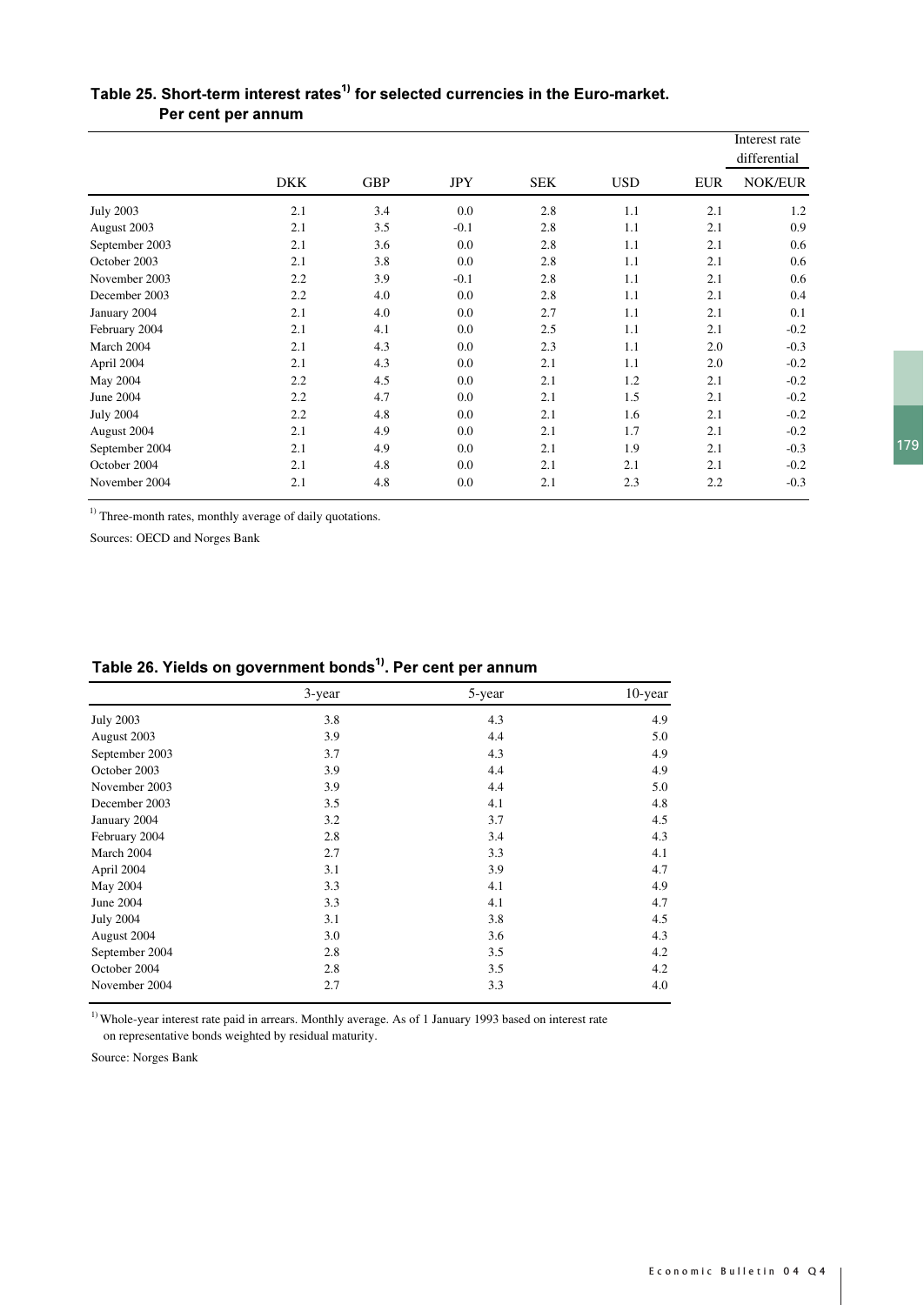## Table 25. Short-term interest rates[1] for selected currencies in the Euro-market. Per cent per annum

| | DKK | GBP | JPY | SEK | USD | EUR | Interest rate differential NOK/EUR |
|---|---|---|---|---|---|---|---|
| July 2003 | 2.1 | 3.4 | 0.0 | 2.8 | 1.1 | 2.1 | 1.2 |
| August 2003 | 2.1 | 3.5 | -0.1 | 2.8 | 1.1 | 2.1 | 0.9 |
| September 2003 | 2.1 | 3.6 | 0.0 | 2.8 | 1.1 | 2.1 | 0.6 |
| October 2003 | 2.1 | 3.8 | 0.0 | 2.8 | 1.1 | 2.1 | 0.6 |
| November 2003 | 2.2 | 3.9 | -0.1 | 2.8 | 1.1 | 2.1 | 0.6 |
| December 2003 | 2.2 | 4.0 | 0.0 | 2.8 | 1.1 | 2.1 | 0.4 |
| January 2004 | 2.1 | 4.0 | 0.0 | 2.7 | 1.1 | 2.1 | 0.1 |
| February 2004 | 2.1 | 4.1 | 0.0 | 2.5 | 1.1 | 2.1 | -0.2 |
| March 2004 | 2.1 | 4.3 | 0.0 | 2.3 | 1.1 | 2.0 | -0.3 |
| April 2004 | 2.1 | 4.3 | 0.0 | 2.1 | 1.1 | 2.0 | -0.2 |
| May 2004 | 2.2 | 4.5 | 0.0 | 2.1 | 1.2 | 2.1 | -0.2 |
| June 2004 | 2.2 | 4.7 | 0.0 | 2.1 | 1.5 | 2.1 | -0.2 |
| July 2004 | 2.2 | 4.8 | 0.0 | 2.1 | 1.6 | 2.1 | -0.2 |
| August 2004 | 2.1 | 4.9 | 0.0 | 2.1 | 1.7 | 2.1 | -0.2 |
| September 2004 | 2.1 | 4.9 | 0.0 | 2.1 | 1.9 | 2.1 | -0.3 |
| October 2004 | 2.1 | 4.8 | 0.0 | 2.1 | 2.1 | 2.1 | -0.2 |
| November 2004 | 2.1 | 4.8 | 0.0 | 2.1 | 2.3 | 2.2 | -0.3 |

[1] Three-month rates, monthly average of daily quotations.

Sources: OECD and Norges Bank

## Table 26. Yields on government bonds[1]. Per cent per annum

| | 3-year | 5-year | 10-year |
|---|---|---|---|
| July 2003 | 3.8 | 4.3 | 4.9 |
| August 2003 | 3.9 | 4.4 | 5.0 |
| September 2003 | 3.7 | 4.3 | 4.9 |
| October 2003 | 3.9 | 4.4 | 4.9 |
| November 2003 | 3.9 | 4.4 | 5.0 |
| December 2003 | 3.5 | 4.1 | 4.8 |
| January 2004 | 3.2 | 3.7 | 4.5 |
| February 2004 | 2.8 | 3.4 | 4.3 |
| March 2004 | 2.7 | 3.3 | 4.1 |
| April 2004 | 3.1 | 3.9 | 4.7 |
| May 2004 | 3.3 | 4.1 | 4.9 |
| June 2004 | 3.3 | 4.1 | 4.7 |
| July 2004 | 3.1 | 3.8 | 4.5 |
| August 2004 | 3.0 | 3.6 | 4.3 |
| September 2004 | 2.8 | 3.5 | 4.2 |
| October 2004 | 2.8 | 3.5 | 4.2 |
| November 2004 | 2.7 | 3.3 | 4.0 |

[1] Whole-year interest rate paid in arrears. Monthly average. As of 1 January 1993 based on interest rate on representative bonds weighted by residual maturity.

Source: Norges Bank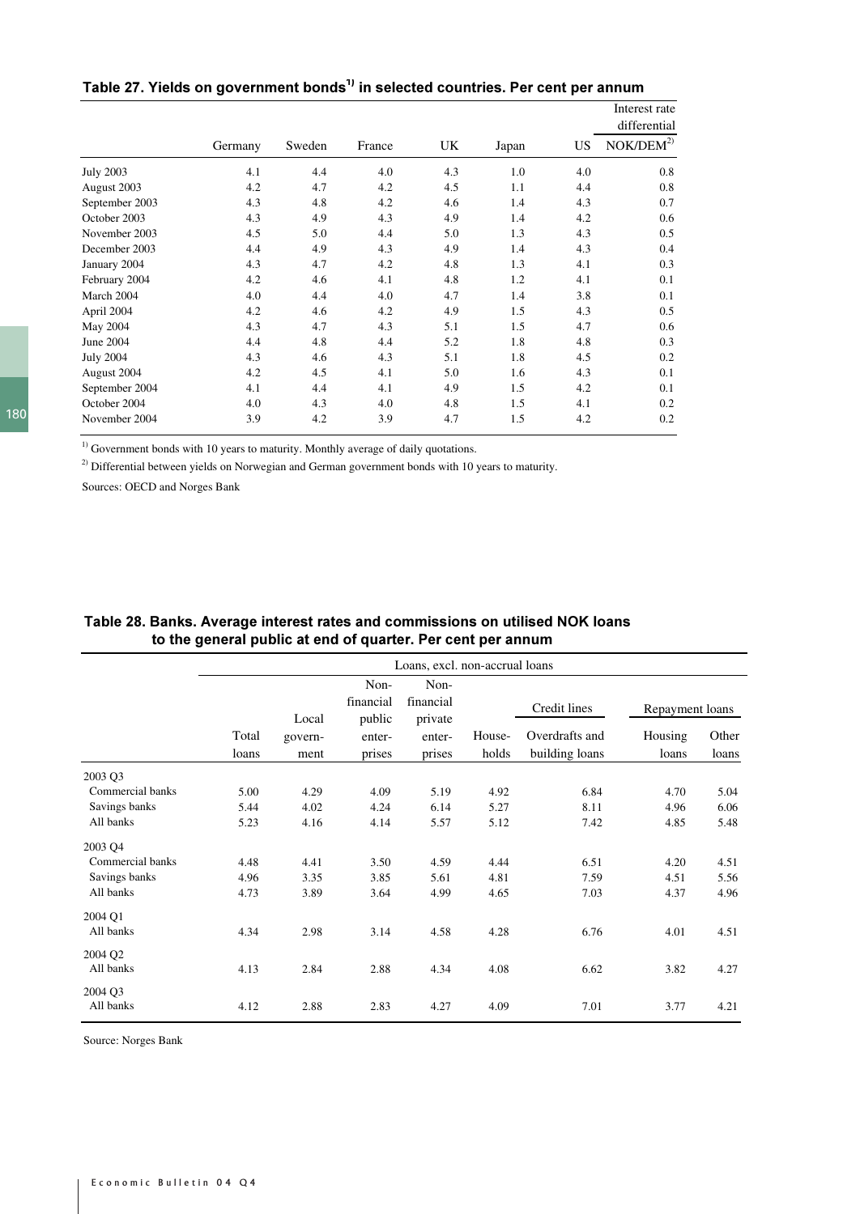**Table 27. Yields on government bonds[1)] in selected countries. Per cent per annum**

| | Germany | Sweden | France | UK | Japan | US | Interest rate differential NOK/DEM[2)] |
|---|---|---|---|---|---|---|---|
| July 2003 | 4.1 | 4.4 | 4.0 | 4.3 | 1.0 | 4.0 | 0.8 |
| August 2003 | 4.2 | 4.7 | 4.2 | 4.5 | 1.1 | 4.4 | 0.8 |
| September 2003 | 4.3 | 4.8 | 4.2 | 4.6 | 1.4 | 4.3 | 0.7 |
| October 2003 | 4.3 | 4.9 | 4.3 | 4.9 | 1.4 | 4.2 | 0.6 |
| November 2003 | 4.5 | 5.0 | 4.4 | 5.0 | 1.3 | 4.3 | 0.5 |
| December 2003 | 4.4 | 4.9 | 4.3 | 4.9 | 1.4 | 4.3 | 0.4 |
| January 2004 | 4.3 | 4.7 | 4.2 | 4.8 | 1.3 | 4.1 | 0.3 |
| February 2004 | 4.2 | 4.6 | 4.1 | 4.8 | 1.2 | 4.1 | 0.1 |
| March 2004 | 4.0 | 4.4 | 4.0 | 4.7 | 1.4 | 3.8 | 0.1 |
| April 2004 | 4.2 | 4.6 | 4.2 | 4.9 | 1.5 | 4.3 | 0.5 |
| May 2004 | 4.3 | 4.7 | 4.3 | 5.1 | 1.5 | 4.7 | 0.6 |
| June 2004 | 4.4 | 4.8 | 4.4 | 5.2 | 1.8 | 4.8 | 0.3 |
| July 2004 | 4.3 | 4.6 | 4.3 | 5.1 | 1.8 | 4.5 | 0.2 |
| August 2004 | 4.2 | 4.5 | 4.1 | 5.0 | 1.6 | 4.3 | 0.1 |
| September 2004 | 4.1 | 4.4 | 4.1 | 4.9 | 1.5 | 4.2 | 0.1 |
| October 2004 | 4.0 | 4.3 | 4.0 | 4.8 | 1.5 | 4.1 | 0.2 |
| November 2004 | 3.9 | 4.2 | 3.9 | 4.7 | 1.5 | 4.2 | 0.2 |

[1)] Government bonds with 10 years to maturity. Monthly average of daily quotations.

[2)] Differential between yields on Norwegian and German government bonds with 10 years to maturity.

Sources: OECD and Norges Bank

**Table 28. Banks. Average interest rates and commissions on utilised NOK loans to the general public at end of quarter. Per cent per annum**

| | Loans, excl. non-accrual loans | | | | | | | |
|---|---|---|---|---|---|---|---|---|
| | | | | | | Credit lines | Repayment loans | |
| | Total loans | Local government | Non-financial public enterprises | Non-financial private enterprises | Households | Overdrafts and building loans | Housing loans | Other loans |
| **2003 Q3** | | | | | | | | |
| Commercial banks | 5.00 | 4.29 | 4.09 | 5.19 | 4.92 | 6.84 | 4.70 | 5.04 |
| Savings banks | 5.44 | 4.02 | 4.24 | 6.14 | 5.27 | 8.11 | 4.96 | 6.06 |
| All banks | 5.23 | 4.16 | 4.14 | 5.57 | 5.12 | 7.42 | 4.85 | 5.48 |
| **2003 Q4** | | | | | | | | |
| Commercial banks | 4.48 | 4.41 | 3.50 | 4.59 | 4.44 | 6.51 | 4.20 | 4.51 |
| Savings banks | 4.96 | 3.35 | 3.85 | 5.61 | 4.81 | 7.59 | 4.51 | 5.56 |
| All banks | 4.73 | 3.89 | 3.64 | 4.99 | 4.65 | 7.03 | 4.37 | 4.96 |
| **2004 Q1** | | | | | | | | |
| All banks | 4.34 | 2.98 | 3.14 | 4.58 | 4.28 | 6.76 | 4.01 | 4.51 |
| **2004 Q2** | | | | | | | | |
| All banks | 4.13 | 2.84 | 2.88 | 4.34 | 4.08 | 6.62 | 3.82 | 4.27 |
| **2004 Q3** | | | | | | | | |
| All banks | 4.12 | 2.88 | 2.83 | 4.27 | 4.09 | 7.01 | 3.77 | 4.21 |

Source: Norges Bank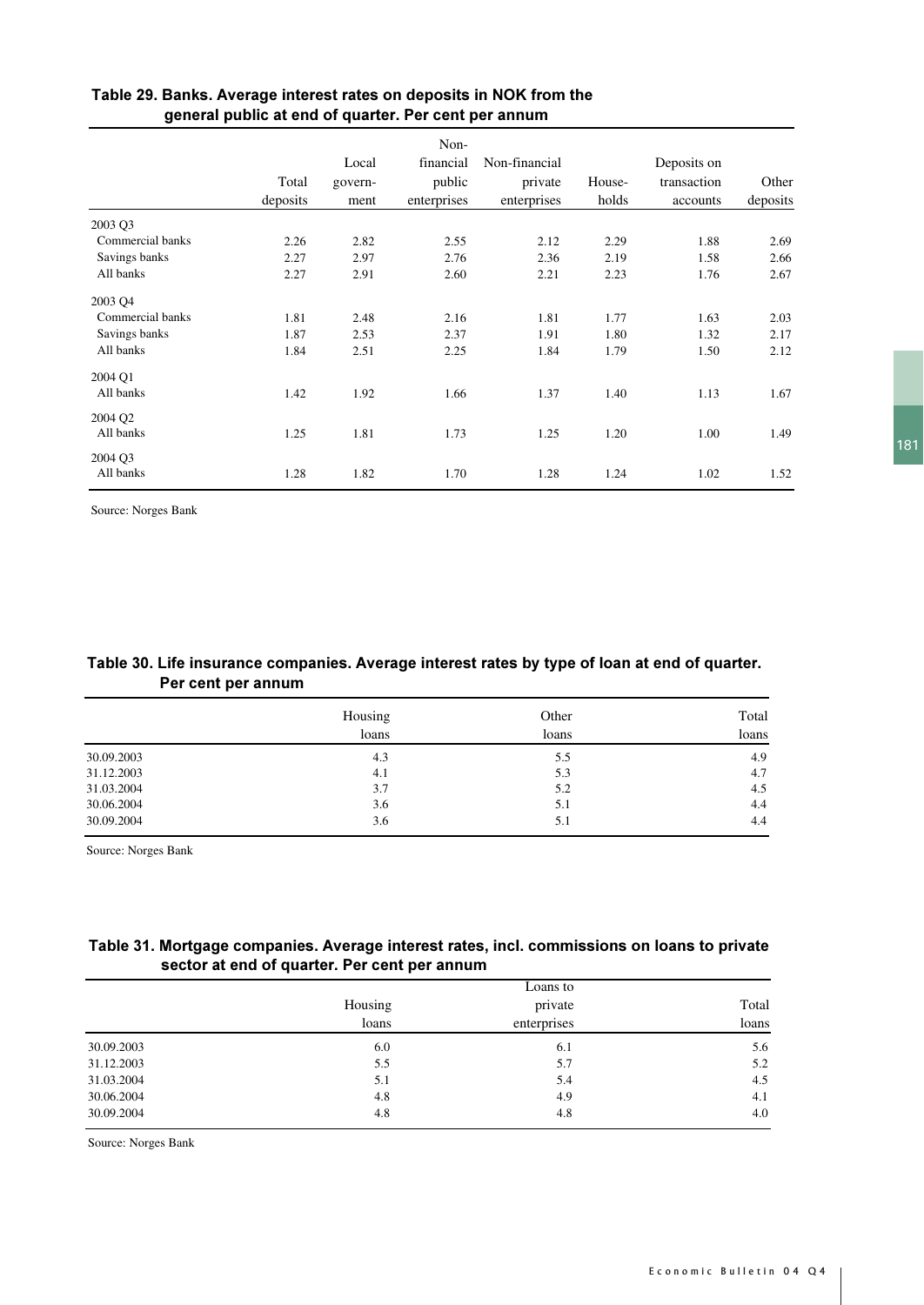### Table 29. Banks. Average interest rates on deposits in NOK from the general public at end of quarter. Per cent per annum

| | Total deposits | Local govern-ment | Non-financial public enterprises | Non-financial private enterprises | House-holds | Deposits on transaction accounts | Other deposits |
|---|---|---|---|---|---|---|---|
| **2003 Q3** | | | | | | | |
| Commercial banks | 2.26 | 2.82 | 2.55 | 2.12 | 2.29 | 1.88 | 2.69 |
| Savings banks | 2.27 | 2.97 | 2.76 | 2.36 | 2.19 | 1.58 | 2.66 |
| All banks | 2.27 | 2.91 | 2.60 | 2.21 | 2.23 | 1.76 | 2.67 |
| **2003 Q4** | | | | | | | |
| Commercial banks | 1.81 | 2.48 | 2.16 | 1.81 | 1.77 | 1.63 | 2.03 |
| Savings banks | 1.87 | 2.53 | 2.37 | 1.91 | 1.80 | 1.32 | 2.17 |
| All banks | 1.84 | 2.51 | 2.25 | 1.84 | 1.79 | 1.50 | 2.12 |
| **2004 Q1** | | | | | | | |
| All banks | 1.42 | 1.92 | 1.66 | 1.37 | 1.40 | 1.13 | 1.67 |
| **2004 Q2** | | | | | | | |
| All banks | 1.25 | 1.81 | 1.73 | 1.25 | 1.20 | 1.00 | 1.49 |
| **2004 Q3** | | | | | | | |
| All banks | 1.28 | 1.82 | 1.70 | 1.28 | 1.24 | 1.02 | 1.52 |

Source: Norges Bank

### Table 30. Life insurance companies. Average interest rates by type of loan at end of quarter. Per cent per annum

| | Housing loans | Other loans | Total loans |
|---|---|---|---|
| 30.09.2003 | 4.3 | 5.5 | 4.9 |
| 31.12.2003 | 4.1 | 5.3 | 4.7 |
| 31.03.2004 | 3.7 | 5.2 | 4.5 |
| 30.06.2004 | 3.6 | 5.1 | 4.4 |
| 30.09.2004 | 3.6 | 5.1 | 4.4 |

Source: Norges Bank

### Table 31. Mortgage companies. Average interest rates, incl. commissions on loans to private sector at end of quarter. Per cent per annum

| | Housing loans | Loans to private enterprises | Total loans |
|---|---|---|---|
| 30.09.2003 | 6.0 | 6.1 | 5.6 |
| 31.12.2003 | 5.5 | 5.7 | 5.2 |
| 31.03.2004 | 5.1 | 5.4 | 4.5 |
| 30.06.2004 | 4.8 | 4.9 | 4.1 |
| 30.09.2004 | 4.8 | 4.8 | 4.0 |

Source: Norges Bank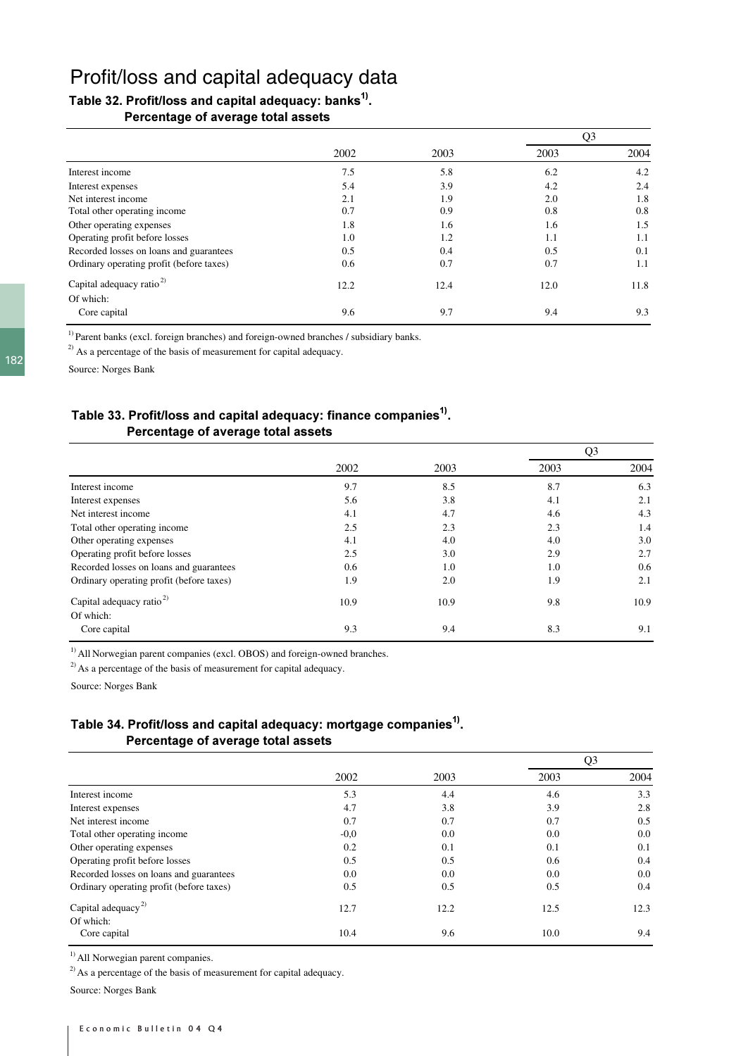# Profit/loss and capital adequacy data

### Table 32. Profit/loss and capital adequacy: banks[1]. Percentage of average total assets

| | | | Q3 | |
|---|---|---|---|---|
| | 2002 | 2003 | 2003 | 2004 |
| Interest income | 7.5 | 5.8 | 6.2 | 4.2 |
| Interest expenses | 5.4 | 3.9 | 4.2 | 2.4 |
| Net interest income | 2.1 | 1.9 | 2.0 | 1.8 |
| Total other operating income | 0.7 | 0.9 | 0.8 | 0.8 |
| Other operating expenses | 1.8 | 1.6 | 1.6 | 1.5 |
| Operating profit before losses | 1.0 | 1.2 | 1.1 | 1.1 |
| Recorded losses on loans and guarantees | 0.5 | 0.4 | 0.5 | 0.1 |
| Ordinary operating profit (before taxes) | 0.6 | 0.7 | 0.7 | 1.1 |
| Capital adequacy ratio[2] | 12.2 | 12.4 | 12.0 | 11.8 |
| Of which: | | | | |
| Core capital | 9.6 | 9.7 | 9.4 | 9.3 |

[1] Parent banks (excl. foreign branches) and foreign-owned branches / subsidiary banks.

[2] As a percentage of the basis of measurement for capital adequacy.

Source: Norges Bank

### Table 33. Profit/loss and capital adequacy: finance companies[1]. Percentage of average total assets

| | | | Q3 | |
|---|---|---|---|---|
| | 2002 | 2003 | 2003 | 2004 |
| Interest income | 9.7 | 8.5 | 8.7 | 6.3 |
| Interest expenses | 5.6 | 3.8 | 4.1 | 2.1 |
| Net interest income | 4.1 | 4.7 | 4.6 | 4.3 |
| Total other operating income | 2.5 | 2.3 | 2.3 | 1.4 |
| Other operating expenses | 4.1 | 4.0 | 4.0 | 3.0 |
| Operating profit before losses | 2.5 | 3.0 | 2.9 | 2.7 |
| Recorded losses on loans and guarantees | 0.6 | 1.0 | 1.0 | 0.6 |
| Ordinary operating profit (before taxes) | 1.9 | 2.0 | 1.9 | 2.1 |
| Capital adequacy ratio[2] | 10.9 | 10.9 | 9.8 | 10.9 |
| Of which: | | | | |
| Core capital | 9.3 | 9.4 | 8.3 | 9.1 |

[1] All Norwegian parent companies (excl. OBOS) and foreign-owned branches.

[2] As a percentage of the basis of measurement for capital adequacy.

Source: Norges Bank

### Table 34. Profit/loss and capital adequacy: mortgage companies[1]. Percentage of average total assets

| | | | Q3 | |
|---|---|---|---|---|
| | 2002 | 2003 | 2003 | 2004 |
| Interest income | 5.3 | 4.4 | 4.6 | 3.3 |
| Interest expenses | 4.7 | 3.8 | 3.9 | 2.8 |
| Net interest income | 0.7 | 0.7 | 0.7 | 0.5 |
| Total other operating income | -0,0 | 0.0 | 0.0 | 0.0 |
| Other operating expenses | 0.2 | 0.1 | 0.1 | 0.1 |
| Operating profit before losses | 0.5 | 0.5 | 0.6 | 0.4 |
| Recorded losses on loans and guarantees | 0.0 | 0.0 | 0.0 | 0.0 |
| Ordinary operating profit (before taxes) | 0.5 | 0.5 | 0.5 | 0.4 |
| Capital adequacy[2] | 12.7 | 12.2 | 12.5 | 12.3 |
| Of which: | | | | |
| Core capital | 10.4 | 9.6 | 10.0 | 9.4 |

[1] All Norwegian parent companies.

[2] As a percentage of the basis of measurement for capital adequacy.

Source: Norges Bank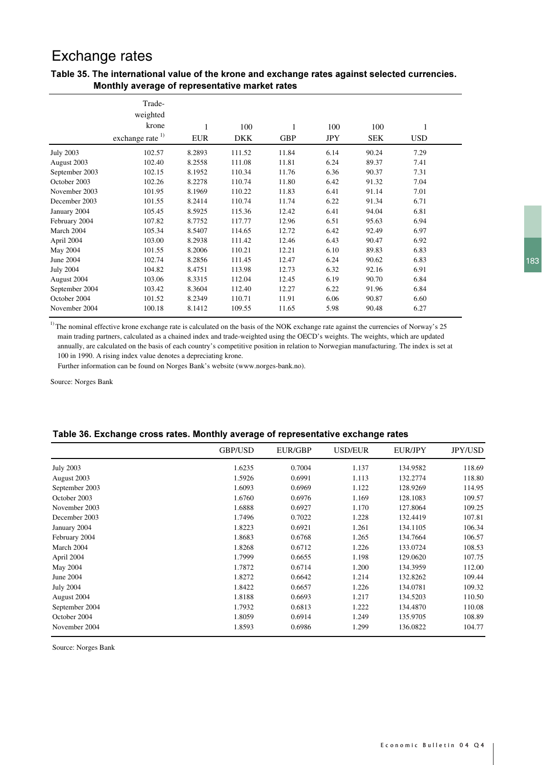# Exchange rates

### Table 35. The international value of the krone and exchange rates against selected currencies. Monthly average of representative market rates

| | Trade-weighted krone exchange rate [1] | 1 EUR | 100 DKK | 1 GBP | 100 JPY | 100 SEK | 1 USD |
|---|---|---|---|---|---|---|---|
| July 2003 | 102.57 | 8.2893 | 111.52 | 11.84 | 6.14 | 90.24 | 7.29 |
| August 2003 | 102.40 | 8.2558 | 111.08 | 11.81 | 6.24 | 89.37 | 7.41 |
| September 2003 | 102.15 | 8.1952 | 110.34 | 11.76 | 6.36 | 90.37 | 7.31 |
| October 2003 | 102.26 | 8.2278 | 110.74 | 11.80 | 6.42 | 91.32 | 7.04 |
| November 2003 | 101.95 | 8.1969 | 110.22 | 11.83 | 6.41 | 91.14 | 7.01 |
| December 2003 | 101.55 | 8.2414 | 110.74 | 11.74 | 6.22 | 91.34 | 6.71 |
| January 2004 | 105.45 | 8.5925 | 115.36 | 12.42 | 6.41 | 94.04 | 6.81 |
| February 2004 | 107.82 | 8.7752 | 117.77 | 12.96 | 6.51 | 95.63 | 6.94 |
| March 2004 | 105.34 | 8.5407 | 114.65 | 12.72 | 6.42 | 92.49 | 6.97 |
| April 2004 | 103.00 | 8.2938 | 111.42 | 12.46 | 6.43 | 90.47 | 6.92 |
| May 2004 | 101.55 | 8.2006 | 110.21 | 12.21 | 6.10 | 89.83 | 6.83 |
| June 2004 | 102.74 | 8.2856 | 111.45 | 12.47 | 6.24 | 90.62 | 6.83 |
| July 2004 | 104.82 | 8.4751 | 113.98 | 12.73 | 6.32 | 92.16 | 6.91 |
| August 2004 | 103.06 | 8.3315 | 112.04 | 12.45 | 6.19 | 90.70 | 6.84 |
| September 2004 | 103.42 | 8.3604 | 112.40 | 12.27 | 6.22 | 91.96 | 6.84 |
| October 2004 | 101.52 | 8.2349 | 110.71 | 11.91 | 6.06 | 90.87 | 6.60 |
| November 2004 | 100.18 | 8.1412 | 109.55 | 11.65 | 5.98 | 90.48 | 6.27 |

[1] The nominal effective krone exchange rate is calculated on the basis of the NOK exchange rate against the currencies of Norway's 25 main trading partners, calculated as a chained index and trade-weighted using the OECD's weights. The weights, which are updated annually, are calculated on the basis of each country's competitive position in relation to Norwegian manufacturing. The index is set at 100 in 1990. A rising index value denotes a depreciating krone.

Further information can be found on Norges Bank's website (www.norges-bank.no).

Source: Norges Bank

### Table 36. Exchange cross rates. Monthly average of representative exchange rates

| | GBP/USD | EUR/GBP | USD/EUR | EUR/JPY | JPY/USD |
|---|---|---|---|---|---|
| July 2003 | 1.6235 | 0.7004 | 1.137 | 134.9582 | 118.69 |
| August 2003 | 1.5926 | 0.6991 | 1.113 | 132.2774 | 118.80 |
| September 2003 | 1.6093 | 0.6969 | 1.122 | 128.9269 | 114.95 |
| October 2003 | 1.6760 | 0.6976 | 1.169 | 128.1083 | 109.57 |
| November 2003 | 1.6888 | 0.6927 | 1.170 | 127.8064 | 109.25 |
| December 2003 | 1.7496 | 0.7022 | 1.228 | 132.4419 | 107.81 |
| January 2004 | 1.8223 | 0.6921 | 1.261 | 134.1105 | 106.34 |
| February 2004 | 1.8683 | 0.6768 | 1.265 | 134.7664 | 106.57 |
| March 2004 | 1.8268 | 0.6712 | 1.226 | 133.0724 | 108.53 |
| April 2004 | 1.7999 | 0.6655 | 1.198 | 129.0620 | 107.75 |
| May 2004 | 1.7872 | 0.6714 | 1.200 | 134.3959 | 112.00 |
| June 2004 | 1.8272 | 0.6642 | 1.214 | 132.8262 | 109.44 |
| July 2004 | 1.8422 | 0.6657 | 1.226 | 134.0781 | 109.32 |
| August 2004 | 1.8188 | 0.6693 | 1.217 | 134.5203 | 110.50 |
| September 2004 | 1.7932 | 0.6813 | 1.222 | 134.4870 | 110.08 |
| October 2004 | 1.8059 | 0.6914 | 1.249 | 135.9705 | 108.89 |
| November 2004 | 1.8593 | 0.6986 | 1.299 | 136.0822 | 104.77 |

Source: Norges Bank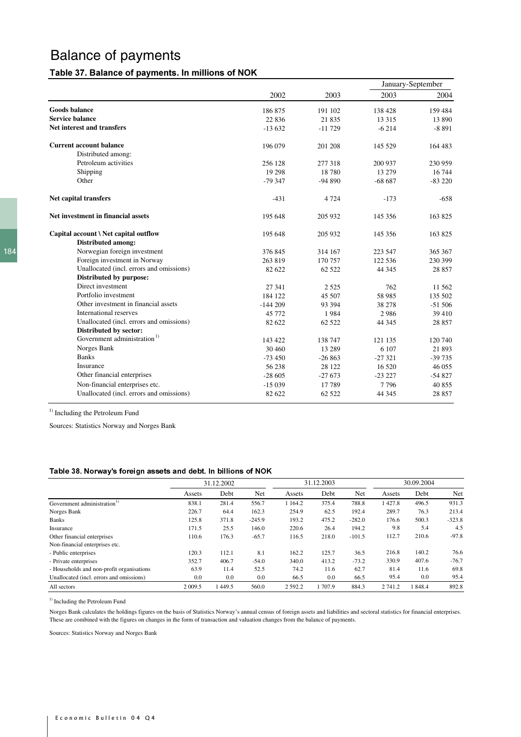# Balance of payments

## Table 37. Balance of payments. In millions of NOK

| | 2002 | 2003 | January-September 2003 | January-September 2004 |
|---|---|---|---|---|
| **Goods balance** | 186 875 | 191 102 | 138 428 | 159 484 |
| **Service balance** | 22 836 | 21 835 | 13 315 | 13 890 |
| **Net interest and transfers** | -13 632 | -11 729 | -6 214 | -8 891 |
| **Current account balance** | 196 079 | 201 208 | 145 529 | 164 483 |
| Distributed among: | | | | |
| Petroleum activities | 256 128 | 277 318 | 200 937 | 230 959 |
| Shipping | 19 298 | 18 780 | 13 279 | 16 744 |
| Other | -79 347 | -94 890 | -68 687 | -83 220 |
| **Net capital transfers** | -431 | 4 724 | -173 | -658 |
| **Net investment in financial assets** | 195 648 | 205 932 | 145 356 | 163 825 |
| **Capital account \ Net capital outflow** | 195 648 | 205 932 | 145 356 | 163 825 |
| **Distributed among:** | | | | |
| Norwegian foreign investment | 376 845 | 314 167 | 223 547 | 365 367 |
| Foreign investment in Norway | 263 819 | 170 757 | 122 536 | 230 399 |
| Unallocated (incl. errors and omissions) | 82 622 | 62 522 | 44 345 | 28 857 |
| **Distributed by purpose:** | | | | |
| Direct investment | 27 341 | 2 525 | 762 | 11 562 |
| Portfolio investment | 184 122 | 45 507 | 58 985 | 135 502 |
| Other investment in financial assets | -144 209 | 93 394 | 38 278 | -51 506 |
| International reserves | 45 772 | 1 984 | 2 986 | 39 410 |
| Unallocated (incl. errors and omissions) | 82 622 | 62 522 | 44 345 | 28 857 |
| **Distributed by sector:** | | | | |
| Government administration[1] | 143 422 | 138 747 | 121 135 | 120 740 |
| Norges Bank | 30 460 | 13 289 | 6 107 | 21 893 |
| Banks | -73 450 | -26 863 | -27 321 | -39 735 |
| Insurance | 56 238 | 28 122 | 16 520 | 46 055 |
| Other financial enterprises | -28 605 | -27 673 | -23 227 | -54 827 |
| Non-financial enterprises etc. | -15 039 | 17 789 | 7 796 | 40 855 |
| Unallocated (incl. errors and omissions) | 82 622 | 62 522 | 44 345 | 28 857 |

[1] Including the Petroleum Fund

Sources: Statistics Norway and Norges Bank

## Table 38. Norway's foreign assets and debt. In billions of NOK

| | 31.12.2002 | | | 31.12.2003 | | | 30.09.2004 | | |
|---|---|---|---|---|---|---|---|---|---|
| | Assets | Debt | Net | Assets | Debt | Net | Assets | Debt | Net |
| Government administration[1] | 838.1 | 281.4 | 556.7 | 1 164.2 | 375.4 | 788.8 | 1 427.8 | 496.5 | 931.3 |
| Norges Bank | 226.7 | 64.4 | 162.3 | 254.9 | 62.5 | 192.4 | 289.7 | 76.3 | 213.4 |
| Banks | 125.8 | 371.8 | -245.9 | 193.2 | 475.2 | -282.0 | 176.6 | 500.3 | -323.8 |
| Insurance | 171.5 | 25.5 | 146.0 | 220.6 | 26.4 | 194.2 | 9.8 | 5.4 | 4.5 |
| Other financial enterprises | 110.6 | 176.3 | -65.7 | 116.5 | 218.0 | -101.5 | 112.7 | 210.6 | -97.8 |
| Non-financial enterprises etc. | | | | | | | | | |
| - Public enterprises | 120.3 | 112.1 | 8.1 | 162.2 | 125.7 | 36.5 | 216.8 | 140.2 | 76.6 |
| - Private enterprises | 352.7 | 406.7 | -54.0 | 340.0 | 413.2 | -73.2 | 330.9 | 407.6 | -76.7 |
| - Households and non-profit organisations | 63.9 | 11.4 | 52.5 | 74.2 | 11.6 | 62.7 | 81.4 | 11.6 | 69.8 |
| Unallocated (incl. errors and omissions) | 0.0 | 0.0 | 0.0 | 66.5 | 0.0 | 66.5 | 95.4 | 0.0 | 95.4 |
| All sectors | 2 009.5 | 1 449.5 | 560.0 | 2 592.2 | 1 707.9 | 884.3 | 2 741.2 | 1 848.4 | 892.8 |

[1] Including the Petroleum Fund

Norges Bank calculates the holdings figures on the basis of Statistics Norway's annual census of foreign assets and liabilities and sectoral statistics for financial enterprises. These are combined with the figures on changes in the form of transaction and valuation changes from the balance of payments.

Sources: Statistics Norway and Norges Bank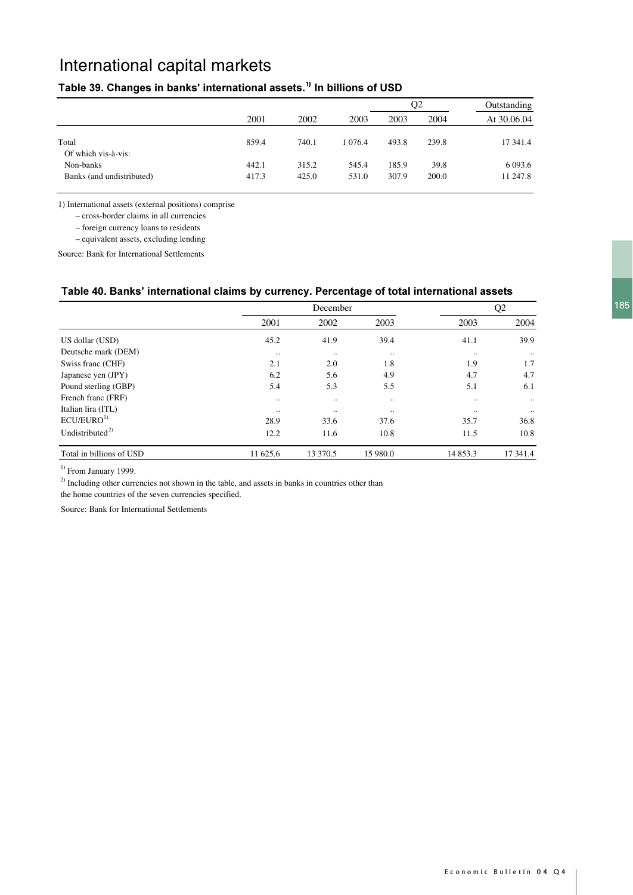# International capital markets

### Table 39. Changes in banks' international assets.[1] In billions of USD

| | 2001 | 2002 | 2003 | Q2 2003 | Q2 2004 | Outstanding At 30.06.04 |
|---|---|---|---|---|---|---|
| Total | 859.4 | 740.1 | 1 076.4 | 493.8 | 239.8 | 17 341.4 |
| Of which vis-à-vis: | | | | | | |
| Non-banks | 442.1 | 315.2 | 545.4 | 185.9 | 39.8 | 6 093.6 |
| Banks (and undistributed) | 417.3 | 425.0 | 531.0 | 307.9 | 200.0 | 11 247.8 |

1) International assets (external positions) comprise

– cross-border claims in all currencies

– foreign currency loans to residents

– equivalent assets, excluding lending

Source: Bank for International Settlements

### Table 40. Banks' international claims by currency. Percentage of total international assets

| | December | | | Q2 | |
|---|---|---|---|---|---|
| | 2001 | 2002 | 2003 | 2003 | 2004 |
| US dollar (USD) | 45.2 | 41.9 | 39.4 | 41.1 | 39.9 |
| Deutsche mark (DEM) | .. | .. | .. | .. | .. |
| Swiss franc (CHF) | 2.1 | 2.0 | 1.8 | 1.9 | 1.7 |
| Japanese yen (JPY) | 6.2 | 5.6 | 4.9 | 4.7 | 4.7 |
| Pound sterling (GBP) | 5.4 | 5.3 | 5.5 | 5.1 | 6.1 |
| French franc (FRF) | .. | .. | .. | .. | .. |
| Italian lira (ITL) | .. | .. | .. | .. | .. |
| ECU/EURO[1] | 28.9 | 33.6 | 37.6 | 35.7 | 36.8 |
| Undistributed[2] | 12.2 | 11.6 | 10.8 | 11.5 | 10.8 |
| Total in billions of USD | 11 625.6 | 13 370.5 | 15 980.0 | 14 853.3 | 17 341.4 |

[1] From January 1999.

[2] Including other currencies not shown in the table, and assets in banks in countries other than the home countries of the seven currencies specified.

Source: Bank for International Settlements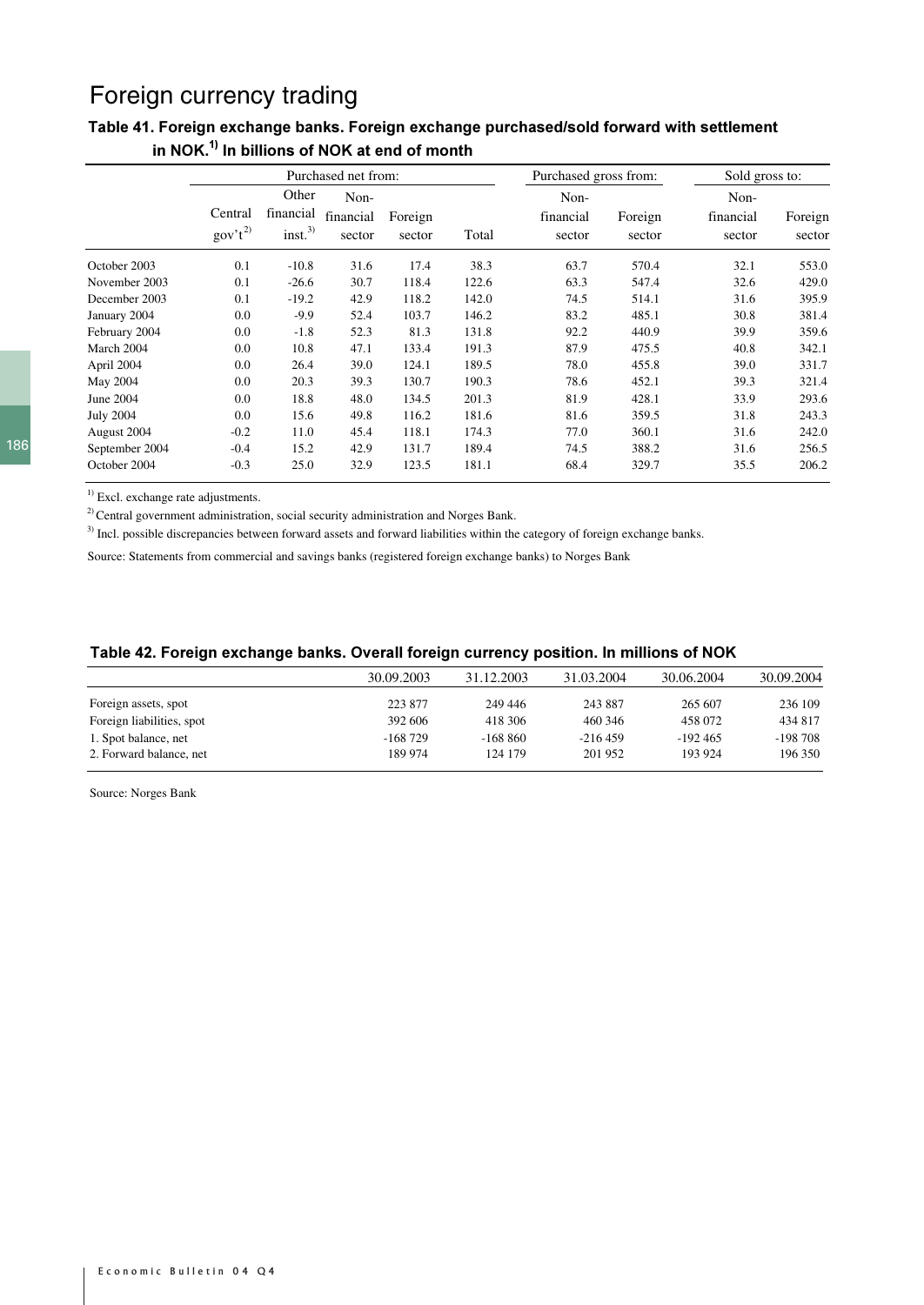# Foreign currency trading

### Table 41. Foreign exchange banks. Foreign exchange purchased/sold forward with settlement in NOK.[1] In billions of NOK at end of month

| | Purchased net from: | | | | | Purchased gross from: | | Sold gross to: | |
|---|---|---|---|---|---|---|---|---|---|
| | Central gov't[2] | Other financial inst.[3] | Non-financial sector | Foreign sector | Total | Non-financial sector | Foreign sector | Non-financial sector | Foreign sector |
| October 2003 | 0.1 | -10.8 | 31.6 | 17.4 | 38.3 | 63.7 | 570.4 | 32.1 | 553.0 |
| November 2003 | 0.1 | -26.6 | 30.7 | 118.4 | 122.6 | 63.3 | 547.4 | 32.6 | 429.0 |
| December 2003 | 0.1 | -19.2 | 42.9 | 118.2 | 142.0 | 74.5 | 514.1 | 31.6 | 395.9 |
| January 2004 | 0.0 | -9.9 | 52.4 | 103.7 | 146.2 | 83.2 | 485.1 | 30.8 | 381.4 |
| February 2004 | 0.0 | -1.8 | 52.3 | 81.3 | 131.8 | 92.2 | 440.9 | 39.9 | 359.6 |
| March 2004 | 0.0 | 10.8 | 47.1 | 133.4 | 191.3 | 87.9 | 475.5 | 40.8 | 342.1 |
| April 2004 | 0.0 | 26.4 | 39.0 | 124.1 | 189.5 | 78.0 | 455.8 | 39.0 | 331.7 |
| May 2004 | 0.0 | 20.3 | 39.3 | 130.7 | 190.3 | 78.6 | 452.1 | 39.3 | 321.4 |
| June 2004 | 0.0 | 18.8 | 48.0 | 134.5 | 201.3 | 81.9 | 428.1 | 33.9 | 293.6 |
| July 2004 | 0.0 | 15.6 | 49.8 | 116.2 | 181.6 | 81.6 | 359.5 | 31.8 | 243.3 |
| August 2004 | -0.2 | 11.0 | 45.4 | 118.1 | 174.3 | 77.0 | 360.1 | 31.6 | 242.0 |
| September 2004 | -0.4 | 15.2 | 42.9 | 131.7 | 189.4 | 74.5 | 388.2 | 31.6 | 256.5 |
| October 2004 | -0.3 | 25.0 | 32.9 | 123.5 | 181.1 | 68.4 | 329.7 | 35.5 | 206.2 |

[1] Excl. exchange rate adjustments.

[2] Central government administration, social security administration and Norges Bank.

[3] Incl. possible discrepancies between forward assets and forward liabilities within the category of foreign exchange banks.

Source: Statements from commercial and savings banks (registered foreign exchange banks) to Norges Bank

### Table 42. Foreign exchange banks. Overall foreign currency position. In millions of NOK

| | 30.09.2003 | 31.12.2003 | 31.03.2004 | 30.06.2004 | 30.09.2004 |
|---|---|---|---|---|---|
| Foreign assets, spot | 223 877 | 249 446 | 243 887 | 265 607 | 236 109 |
| Foreign liabilities, spot | 392 606 | 418 306 | 460 346 | 458 072 | 434 817 |
| 1. Spot balance, net | -168 729 | -168 860 | -216 459 | -192 465 | -198 708 |
| 2. Forward balance, net | 189 974 | 124 179 | 201 952 | 193 924 | 196 350 |

Source: Norges Bank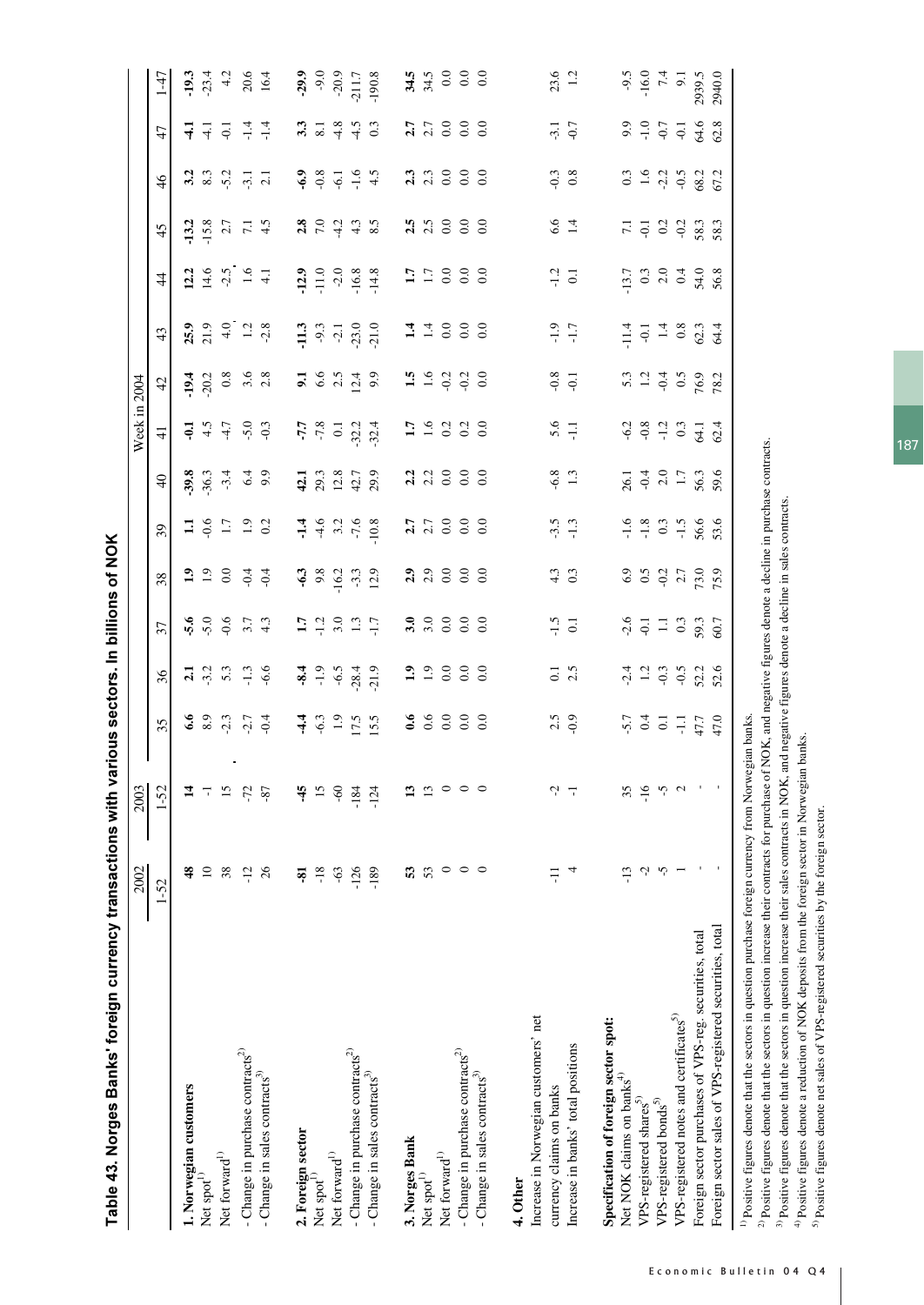## Table 43. Norges Banks' foreign currency transactions with various sectors. In billions of NOK

| | 2002 | 2003 | Week in 2004 | | | | | | | | | | | | | |
|---|---|---|---|---|---|---|---|---|---|---|---|---|---|---|---|---|
| | 1-52 | 1-52 | 35 | 36 | 37 | 38 | 39 | 40 | 41 | 42 | 43 | 44 | 45 | 46 | 47 | 1-47 |
| **1. Norwegian customers** | **48** | **14** | **6.6** | **2.1** | **-5.6** | **1.9** | **1.1** | **-39.8** | **-0.1** | **-19.4** | **25.9** | **12.2** | **-13.2** | **3.2** | **-4.1** | **-19.3** |
| Net spot[1] | 10 | -1 | 8.9 | -3.2 | -5.0 | 1.9 | -0.6 | -36.3 | 4.5 | -20.2 | 21.9 | 14.6 | -15.8 | 8.3 | -4.1 | -23.4 |
| Net forward[1] | 38 | 15 | -2.3 | 5.3 | -0.6 | 0.0 | 1.7 | -3.4 | -4.7 | 0.8 | 4.0 | -2.5 | 2.7 | -5.2 | -0.1 | 4.2 |
| - Change in purchase contracts[2] | -12 | -72 | -2.7 | -1.3 | 3.7 | -0.4 | 1.9 | 6.4 | -5.0 | 3.6 | 1.2 | 1.6 | 7.1 | -3.1 | -1.4 | 20.6 |
| - Change in sales contracts[3] | 26 | -87 | -0.4 | -6.6 | 4.3 | -0.4 | 0.2 | 9.9 | -0.3 | 2.8 | -2.8 | 4.1 | 4.5 | 2.1 | -1.4 | 16.4 |
| **2. Foreign sector** | **-81** | **-45** | **-4.4** | **-8.4** | **1.7** | **-6.3** | **-1.4** | **42.1** | **-7.7** | **9.1** | **-11.3** | **-12.9** | **2.8** | **-6.9** | **3.3** | **-29.9** |
| Net spot[1] | -18 | 15 | -6.3 | -1.9 | -1.2 | 9.8 | -4.6 | 29.3 | -7.8 | 6.6 | -9.3 | -11.0 | 7.0 | -0.8 | 8.1 | -9.0 |
| Net forward[1] | -63 | -60 | 1.9 | -6.5 | 3.0 | -16.2 | 3.2 | 12.8 | 0.1 | 2.5 | -2.1 | -2.0 | -4.2 | -6.1 | -4.8 | -20.9 |
| - Change in purchase contracts[2] | -126 | -184 | 17.5 | -28.4 | 1.3 | -3.3 | -7.6 | 42.7 | -32.2 | 12.4 | -23.0 | -16.8 | 4.3 | -1.6 | -4.5 | -211.7 |
| - Change in sales contracts[3] | -189 | -124 | 15.5 | -21.9 | -1.7 | 12.9 | -10.8 | 29.9 | -32.4 | 9.9 | -21.0 | -14.8 | 8.5 | 4.5 | 0.3 | -190.8 |
| **3. Norges Bank** | **53** | **13** | **0.6** | **1.9** | **3.0** | **2.9** | **2.7** | **2.2** | **1.7** | **1.5** | **1.4** | **1.7** | **2.5** | **2.3** | **2.7** | **34.5** |
| Net spot[1] | 53 | 13 | 0.6 | 1.9 | 3.0 | 2.9 | 2.7 | 2.2 | 1.6 | 1.6 | 1.4 | 1.7 | 2.5 | 2.3 | 2.7 | 34.5 |
| Net forward[1] | 0 | 0 | 0.0 | 0.0 | 0.0 | 0.0 | 0.0 | 0.0 | 0.2 | -0.2 | 0.0 | 0.0 | 0.0 | 0.0 | 0.0 | 0.0 |
| - Change in purchase contracts[2] | 0 | 0 | 0.0 | 0.0 | 0.0 | 0.0 | 0.0 | 0.0 | 0.2 | -0.2 | 0.0 | 0.0 | 0.0 | 0.0 | 0.0 | 0.0 |
| - Change in sales contracts[3] | 0 | 0 | 0.0 | 0.0 | 0.0 | 0.0 | 0.0 | 0.0 | 0.0 | 0.0 | 0.0 | 0.0 | 0.0 | 0.0 | 0.0 | 0.0 |
| **4. Other** | | | | | | | | | | | | | | | | |
| Increase in Norwegian customers' net currency claims on banks | -11 | -2 | 2.5 | 0.1 | -1.5 | 4.3 | -3.5 | -6.8 | 5.6 | -0.8 | -1.9 | -1.2 | 6.6 | -0.3 | -3.1 | 23.6 |
| Increase in banks' total positions | 4 | -1 | -0.9 | 2.5 | 0.1 | 0.3 | -1.3 | 1.3 | -1.1 | -0.1 | -1.7 | 0.1 | 1.4 | 0.8 | -0.7 | 1.2 |
| **Specification of foreign sector spot:** | | | | | | | | | | | | | | | | |
| Net NOK claims on banks[4] | -13 | 35 | -5.7 | -2.4 | -2.6 | 6.9 | -1.6 | 26.1 | -6.2 | 5.3 | -11.4 | -13.7 | 7.1 | 0.3 | 9.9 | -9.5 |
| VPS-registered shares[5] | -2 | -16 | 0.4 | 1.2 | -0.1 | 0.5 | -1.8 | -0.4 | -0.8 | 1.2 | -0.1 | 0.3 | -0.1 | 1.6 | -1.0 | -16.0 |
| VPS-registered bonds[5] | -5 | -5 | 0.1 | -0.3 | 1.1 | -0.2 | 0.3 | 2.0 | -1.2 | -0.4 | 1.4 | 2.0 | 0.2 | -2.2 | -0.7 | 7.4 |
| VPS-registered notes and certificates[5] | 1 | 2 | -1.1 | -0.5 | 0.3 | 2.7 | -1.5 | 1.7 | 0.3 | 0.5 | 0.8 | 0.4 | -0.2 | -0.5 | -0.1 | 9.1 |
| Foreign sector purchases of VPS-reg. securities, total | - | - | 47.7 | 52.2 | 59.3 | 73.0 | 56.6 | 56.3 | 64.1 | 76.9 | 62.3 | 54.0 | 58.3 | 68.2 | 64.6 | 2939.5 |
| Foreign sector sales of VPS-registered securities, total | - | - | 47.0 | 52.6 | 60.7 | 75.9 | 53.6 | 59.6 | 62.4 | 78.2 | 64.4 | 56.8 | 58.3 | 67.2 | 62.8 | 2940.0 |

[1] Positive figures denote that the sectors in question purchase foreign currency from Norwegian banks.
[2] Positive figures denote that the sectors in question increase their contracts for purchase of NOK, and negative figures denote a decline in purchase contracts.
[3] Positive figures denote that the sectors in question increase their sales contracts in NOK, and negative figures denote a decline in sales contracts.
[4] Positive figures denote a reduction of NOK deposits from the foreign sector in Norwegian banks.
[5] Positive figures denote net sales of VPS-registered securities by the foreign sector.